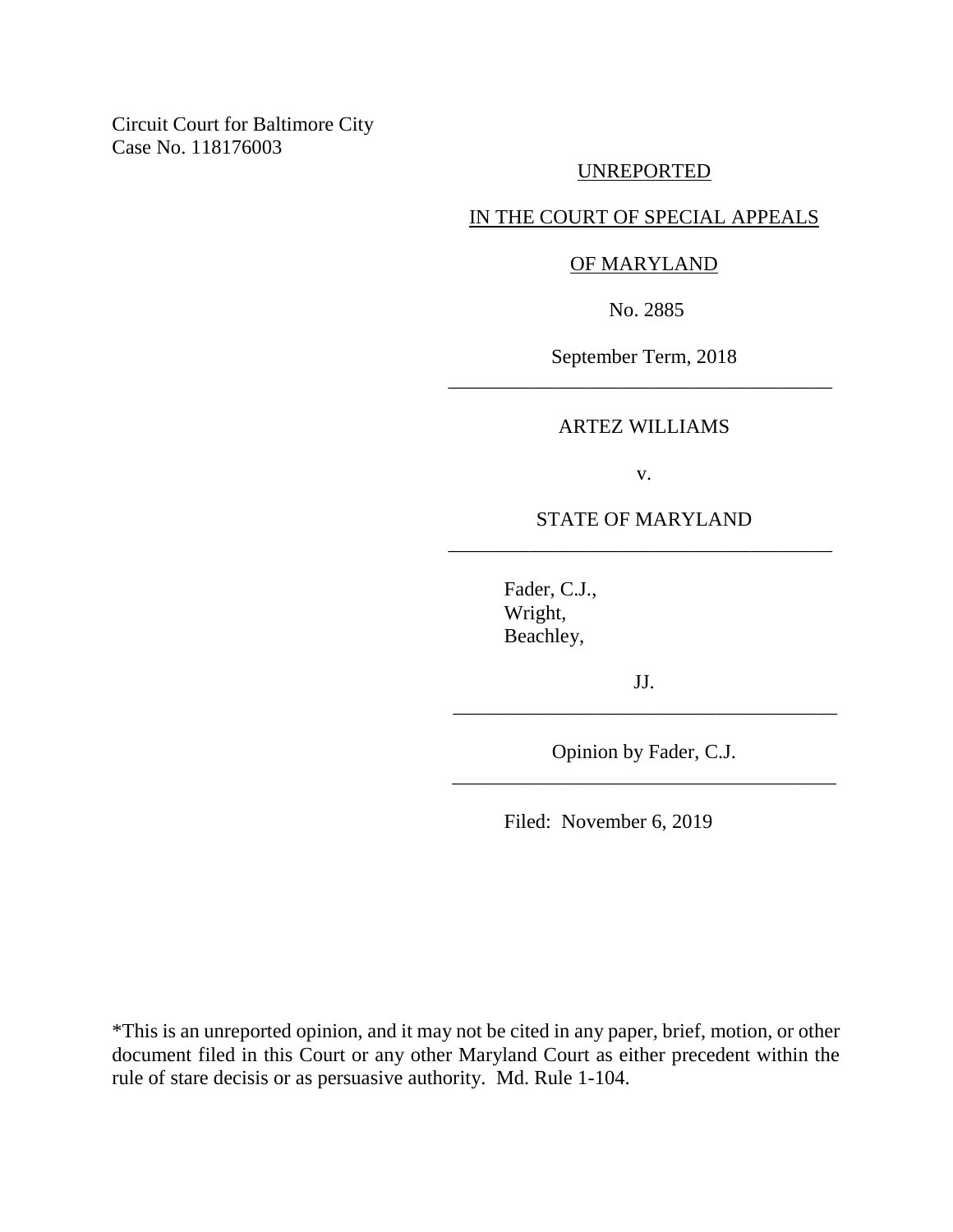Circuit Court for Baltimore City
Case No. 118176003

UNREPORTED

IN THE COURT OF SPECIAL APPEALS

OF MARYLAND

No. 2885

September Term, 2018

---

ARTEZ WILLIAMS

v.

STATE OF MARYLAND

---

Fader, C.J.,
Wright,
Beachley,

JJ.

---

Opinion by Fader, C.J.

---

Filed: November 6, 2019

*This is an unreported opinion, and it may not be cited in any paper, brief, motion, or other document filed in this Court or any other Maryland Court as either precedent within the rule of stare decisis or as persuasive authority. Md. Rule 1-104.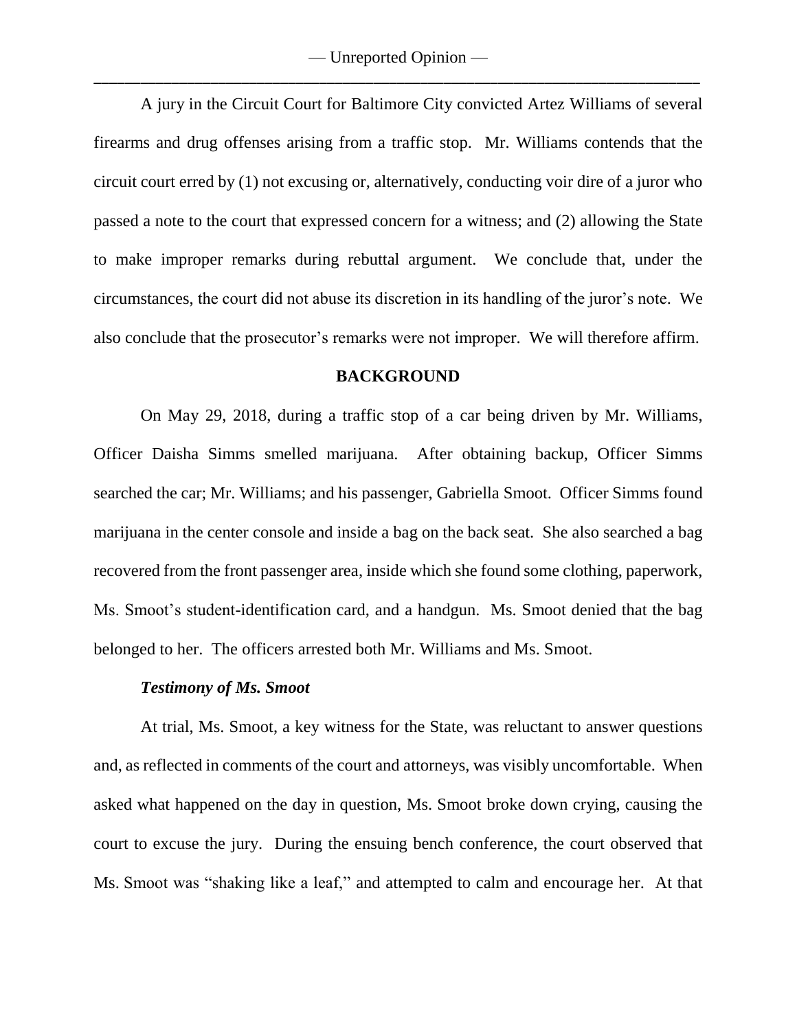A jury in the Circuit Court for Baltimore City convicted Artez Williams of several firearms and drug offenses arising from a traffic stop. Mr. Williams contends that the circuit court erred by (1) not excusing or, alternatively, conducting voir dire of a juror who passed a note to the court that expressed concern for a witness; and (2) allowing the State to make improper remarks during rebuttal argument. We conclude that, under the circumstances, the court did not abuse its discretion in its handling of the juror's note. We also conclude that the prosecutor's remarks were not improper. We will therefore affirm.

## BACKGROUND

On May 29, 2018, during a traffic stop of a car being driven by Mr. Williams, Officer Daisha Simms smelled marijuana. After obtaining backup, Officer Simms searched the car; Mr. Williams; and his passenger, Gabriella Smoot. Officer Simms found marijuana in the center console and inside a bag on the back seat. She also searched a bag recovered from the front passenger area, inside which she found some clothing, paperwork, Ms. Smoot's student-identification card, and a handgun. Ms. Smoot denied that the bag belonged to her. The officers arrested both Mr. Williams and Ms. Smoot.

### *Testimony of Ms. Smoot*

At trial, Ms. Smoot, a key witness for the State, was reluctant to answer questions and, as reflected in comments of the court and attorneys, was visibly uncomfortable. When asked what happened on the day in question, Ms. Smoot broke down crying, causing the court to excuse the jury. During the ensuing bench conference, the court observed that Ms. Smoot was "shaking like a leaf," and attempted to calm and encourage her. At that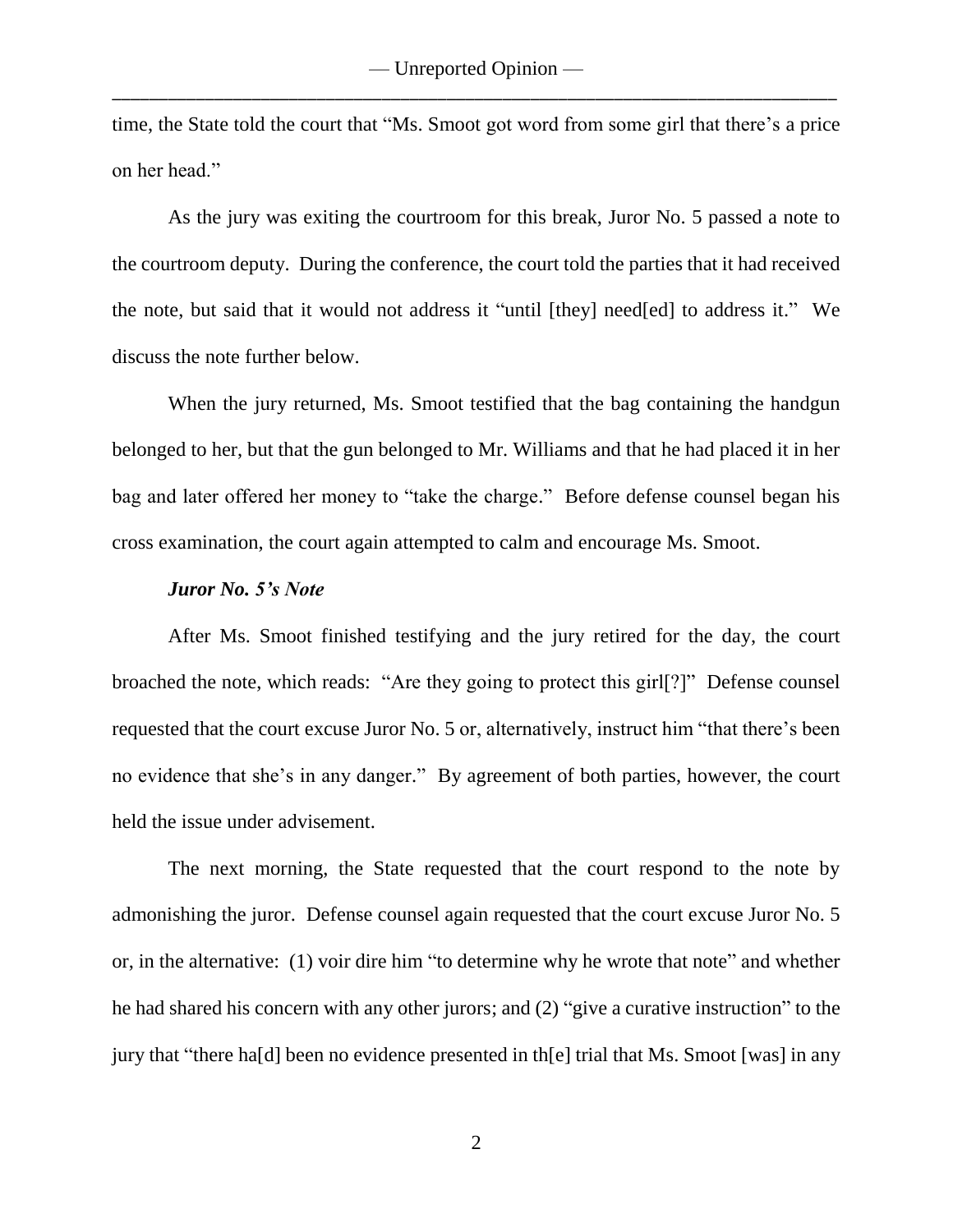time, the State told the court that "Ms. Smoot got word from some girl that there's a price on her head."

As the jury was exiting the courtroom for this break, Juror No. 5 passed a note to the courtroom deputy. During the conference, the court told the parties that it had received the note, but said that it would not address it "until [they] need[ed] to address it." We discuss the note further below.

When the jury returned, Ms. Smoot testified that the bag containing the handgun belonged to her, but that the gun belonged to Mr. Williams and that he had placed it in her bag and later offered her money to "take the charge." Before defense counsel began his cross examination, the court again attempted to calm and encourage Ms. Smoot.

***Juror No. 5's Note***

After Ms. Smoot finished testifying and the jury retired for the day, the court broached the note, which reads: "Are they going to protect this girl[?]" Defense counsel requested that the court excuse Juror No. 5 or, alternatively, instruct him "that there's been no evidence that she's in any danger." By agreement of both parties, however, the court held the issue under advisement.

The next morning, the State requested that the court respond to the note by admonishing the juror. Defense counsel again requested that the court excuse Juror No. 5 or, in the alternative: (1) voir dire him "to determine why he wrote that note" and whether he had shared his concern with any other jurors; and (2) "give a curative instruction" to the jury that "there ha[d] been no evidence presented in th[e] trial that Ms. Smoot [was] in any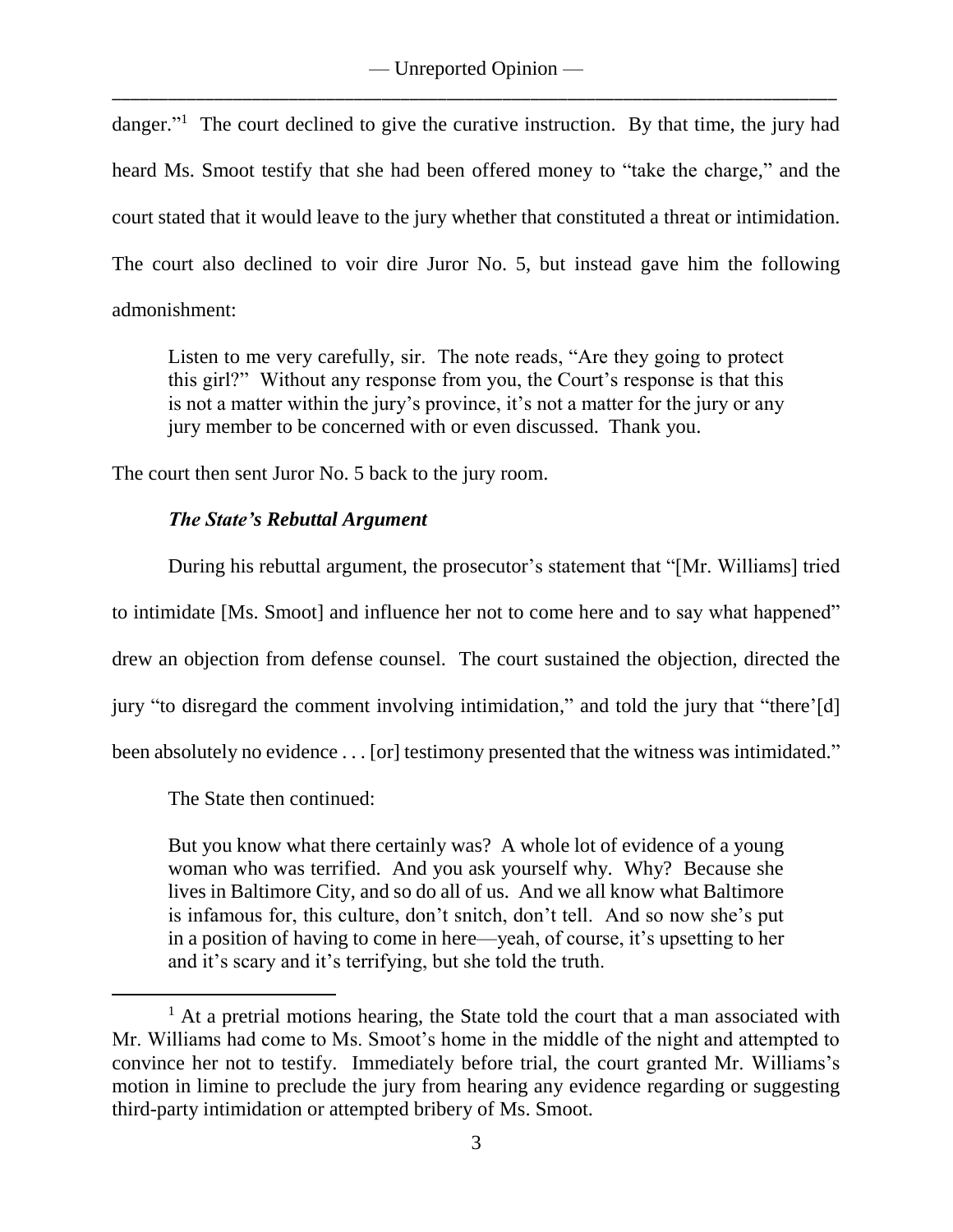danger."[1] The court declined to give the curative instruction. By that time, the jury had heard Ms. Smoot testify that she had been offered money to "take the charge," and the court stated that it would leave to the jury whether that constituted a threat or intimidation. The court also declined to voir dire Juror No. 5, but instead gave him the following admonishment:

> Listen to me very carefully, sir. The note reads, "Are they going to protect this girl?" Without any response from you, the Court's response is that this is not a matter within the jury's province, it's not a matter for the jury or any jury member to be concerned with or even discussed. Thank you.

The court then sent Juror No. 5 back to the jury room.

### *The State's Rebuttal Argument*

During his rebuttal argument, the prosecutor's statement that "[Mr. Williams] tried to intimidate [Ms. Smoot] and influence her not to come here and to say what happened" drew an objection from defense counsel. The court sustained the objection, directed the jury "to disregard the comment involving intimidation," and told the jury that "there'[d] been absolutely no evidence . . . [or] testimony presented that the witness was intimidated."

The State then continued:

> But you know what there certainly was? A whole lot of evidence of a young woman who was terrified. And you ask yourself why. Why? Because she lives in Baltimore City, and so do all of us. And we all know what Baltimore is infamous for, this culture, don't snitch, don't tell. And so now she's put in a position of having to come in here—yeah, of course, it's upsetting to her and it's scary and it's terrifying, but she told the truth.

[1] At a pretrial motions hearing, the State told the court that a man associated with Mr. Williams had come to Ms. Smoot's home in the middle of the night and attempted to convince her not to testify. Immediately before trial, the court granted Mr. Williams's motion in limine to preclude the jury from hearing any evidence regarding or suggesting third-party intimidation or attempted bribery of Ms. Smoot.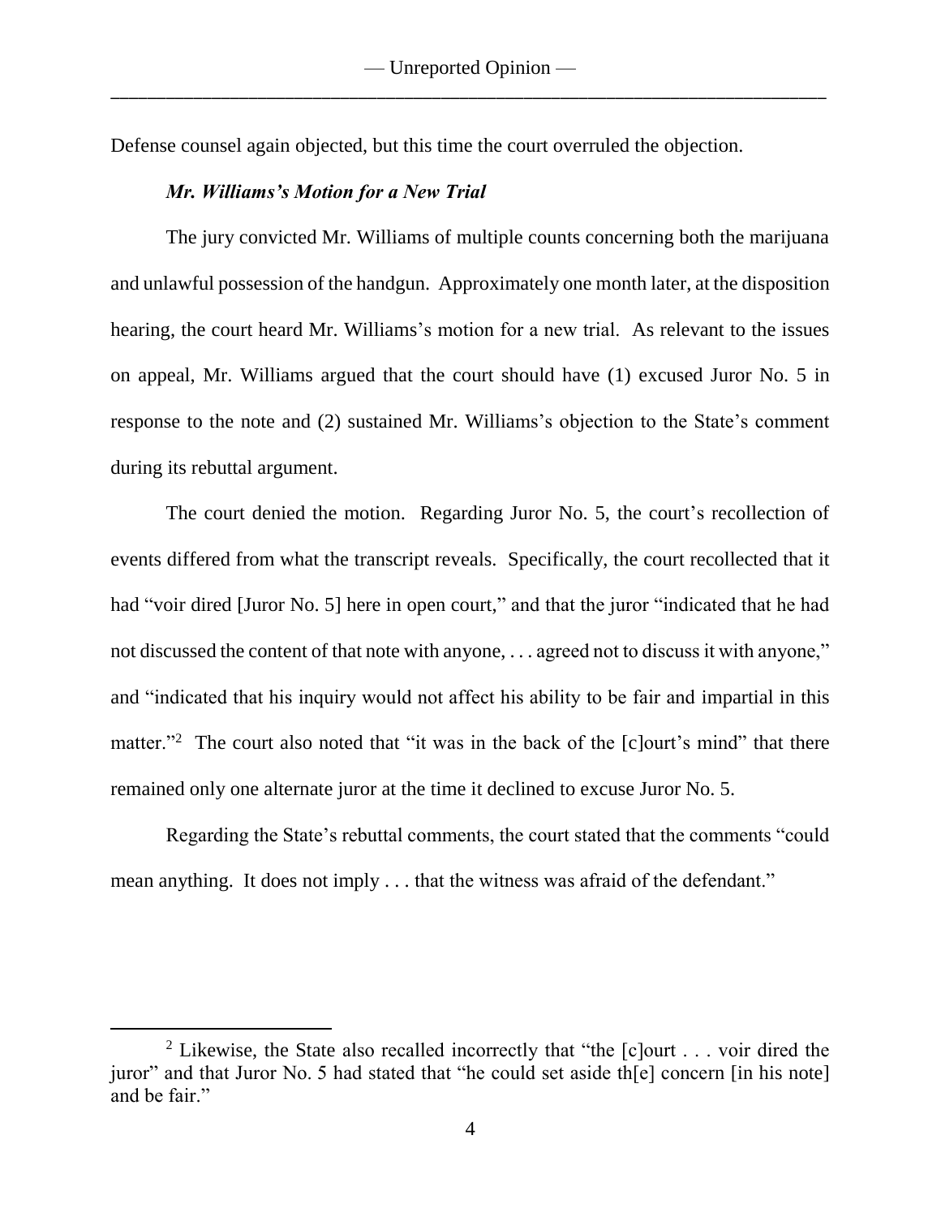Defense counsel again objected, but this time the court overruled the objection.

***Mr. Williams's Motion for a New Trial***

The jury convicted Mr. Williams of multiple counts concerning both the marijuana and unlawful possession of the handgun. Approximately one month later, at the disposition hearing, the court heard Mr. Williams's motion for a new trial. As relevant to the issues on appeal, Mr. Williams argued that the court should have (1) excused Juror No. 5 in response to the note and (2) sustained Mr. Williams's objection to the State's comment during its rebuttal argument.

The court denied the motion. Regarding Juror No. 5, the court's recollection of events differed from what the transcript reveals. Specifically, the court recollected that it had "voir dired [Juror No. 5] here in open court," and that the juror "indicated that he had not discussed the content of that note with anyone, . . . agreed not to discuss it with anyone," and "indicated that his inquiry would not affect his ability to be fair and impartial in this matter."[2] The court also noted that "it was in the back of the [c]ourt's mind" that there remained only one alternate juror at the time it declined to excuse Juror No. 5.

Regarding the State's rebuttal comments, the court stated that the comments "could mean anything. It does not imply . . . that the witness was afraid of the defendant."

---

[2] Likewise, the State also recalled incorrectly that "the [c]ourt . . . voir dired the juror" and that Juror No. 5 had stated that "he could set aside th[e] concern [in his note] and be fair."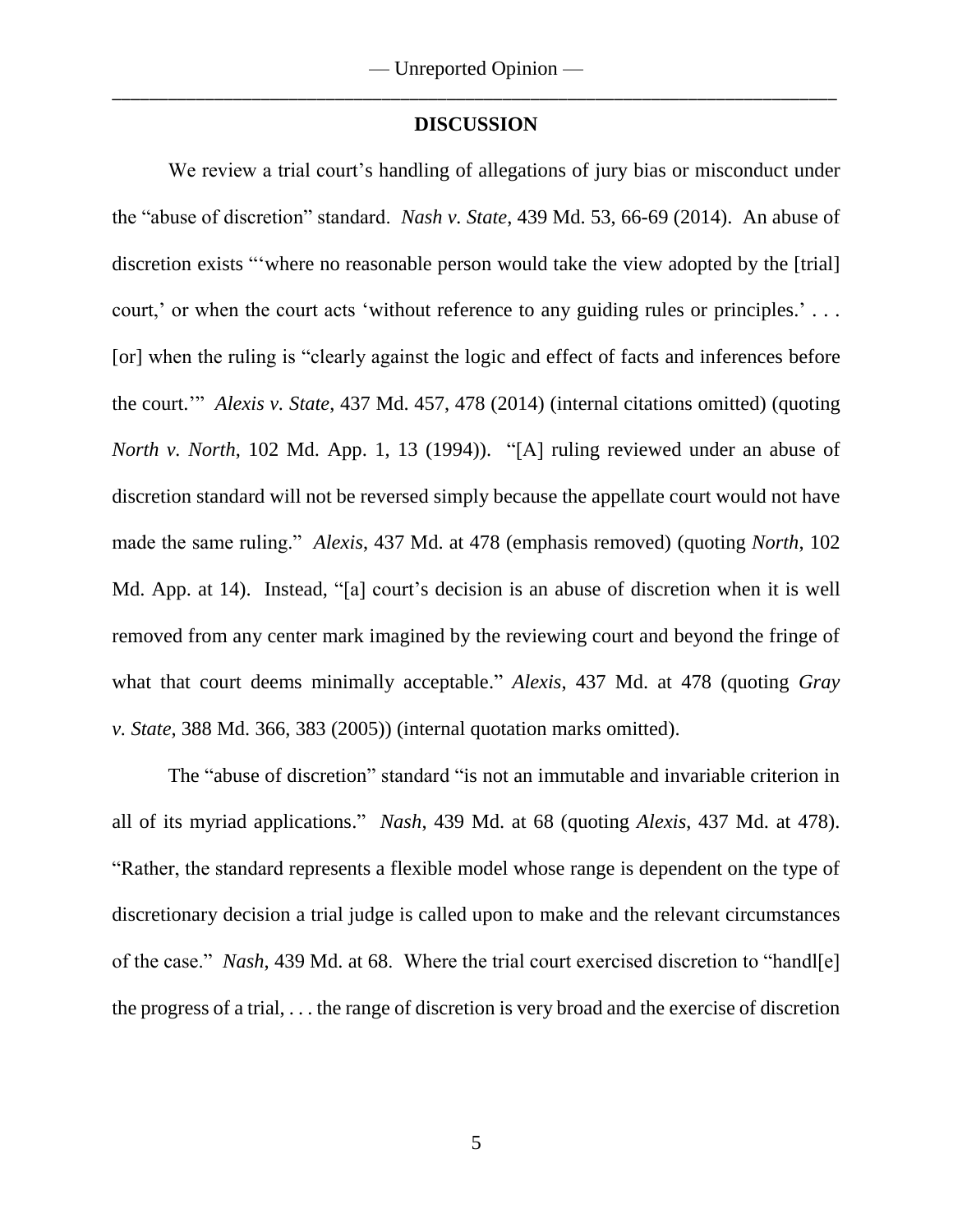## DISCUSSION

We review a trial court's handling of allegations of jury bias or misconduct under the "abuse of discretion" standard. *Nash v. State*, 439 Md. 53, 66-69 (2014). An abuse of discretion exists "'where no reasonable person would take the view adopted by the [trial] court,' or when the court acts 'without reference to any guiding rules or principles.' . . . [or] when the ruling is "clearly against the logic and effect of facts and inferences before the court.'" *Alexis v. State*, 437 Md. 457, 478 (2014) (internal citations omitted) (quoting *North v. North*, 102 Md. App. 1, 13 (1994)). "[A] ruling reviewed under an abuse of discretion standard will not be reversed simply because the appellate court would not have made the same ruling." *Alexis*, 437 Md. at 478 (emphasis removed) (quoting *North*, 102 Md. App. at 14). Instead, "[a] court's decision is an abuse of discretion when it is well removed from any center mark imagined by the reviewing court and beyond the fringe of what that court deems minimally acceptable." *Alexis*, 437 Md. at 478 (quoting *Gray v. State*, 388 Md. 366, 383 (2005)) (internal quotation marks omitted).

The "abuse of discretion" standard "is not an immutable and invariable criterion in all of its myriad applications." *Nash*, 439 Md. at 68 (quoting *Alexis*, 437 Md. at 478). "Rather, the standard represents a flexible model whose range is dependent on the type of discretionary decision a trial judge is called upon to make and the relevant circumstances of the case." *Nash*, 439 Md. at 68. Where the trial court exercised discretion to "handl[e] the progress of a trial, . . . the range of discretion is very broad and the exercise of discretion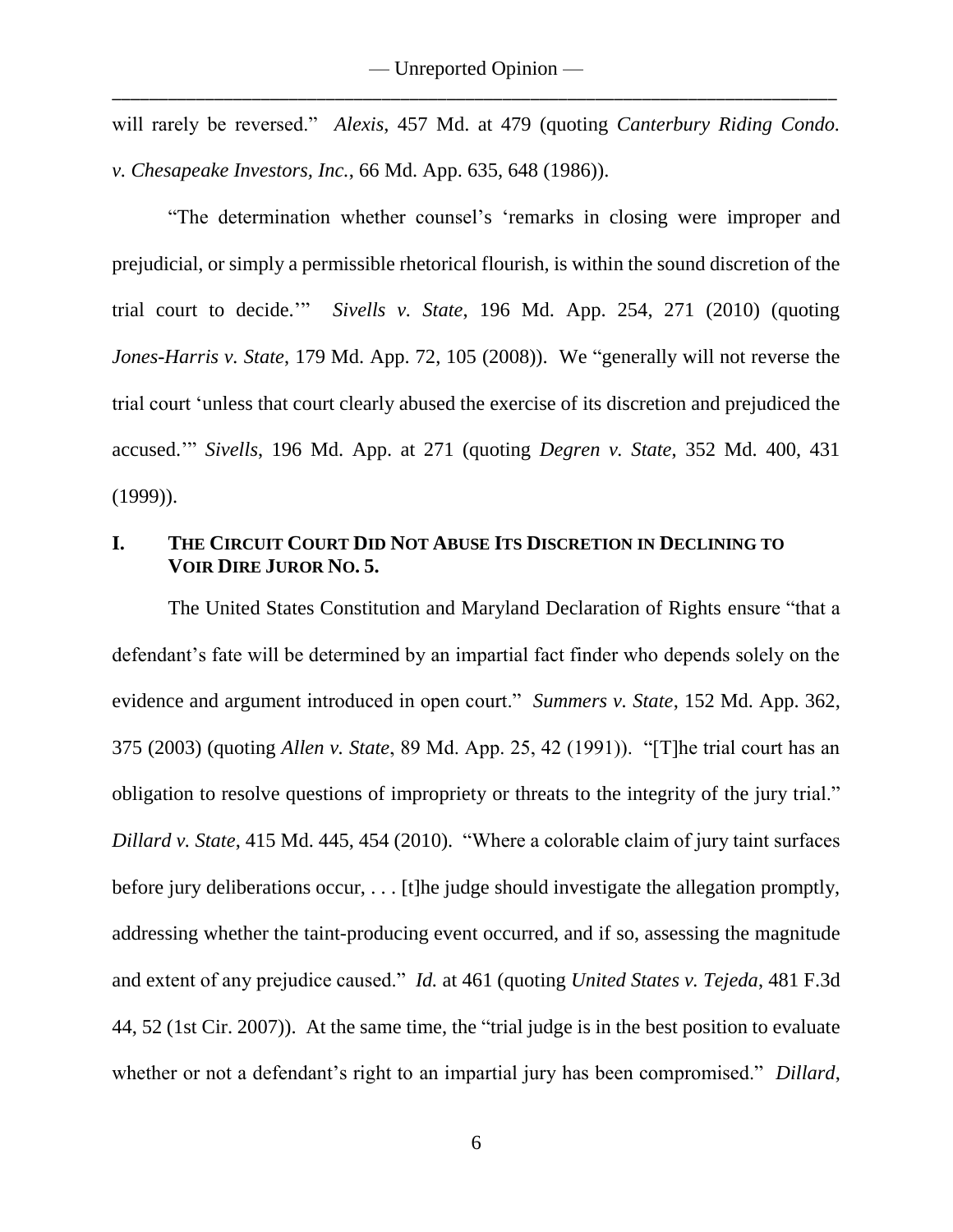will rarely be reversed." *Alexis*, 457 Md. at 479 (quoting *Canterbury Riding Condo. v. Chesapeake Investors, Inc.*, 66 Md. App. 635, 648 (1986)).

"The determination whether counsel's 'remarks in closing were improper and prejudicial, or simply a permissible rhetorical flourish, is within the sound discretion of the trial court to decide.'" *Sivells v. State*, 196 Md. App. 254, 271 (2010) (quoting *Jones-Harris v. State*, 179 Md. App. 72, 105 (2008)). We "generally will not reverse the trial court 'unless that court clearly abused the exercise of its discretion and prejudiced the accused.'" *Sivells*, 196 Md. App. at 271 (quoting *Degren v. State*, 352 Md. 400, 431 (1999)).

## I. THE CIRCUIT COURT DID NOT ABUSE ITS DISCRETION IN DECLINING TO VOIR DIRE JUROR NO. 5.

The United States Constitution and Maryland Declaration of Rights ensure "that a defendant's fate will be determined by an impartial fact finder who depends solely on the evidence and argument introduced in open court." *Summers v. State*, 152 Md. App. 362, 375 (2003) (quoting *Allen v. State*, 89 Md. App. 25, 42 (1991)). "[T]he trial court has an obligation to resolve questions of impropriety or threats to the integrity of the jury trial." *Dillard v. State*, 415 Md. 445, 454 (2010). "Where a colorable claim of jury taint surfaces before jury deliberations occur, . . . [t]he judge should investigate the allegation promptly, addressing whether the taint-producing event occurred, and if so, assessing the magnitude and extent of any prejudice caused." *Id.* at 461 (quoting *United States v. Tejeda*, 481 F.3d 44, 52 (1st Cir. 2007)). At the same time, the "trial judge is in the best position to evaluate whether or not a defendant's right to an impartial jury has been compromised." *Dillard*,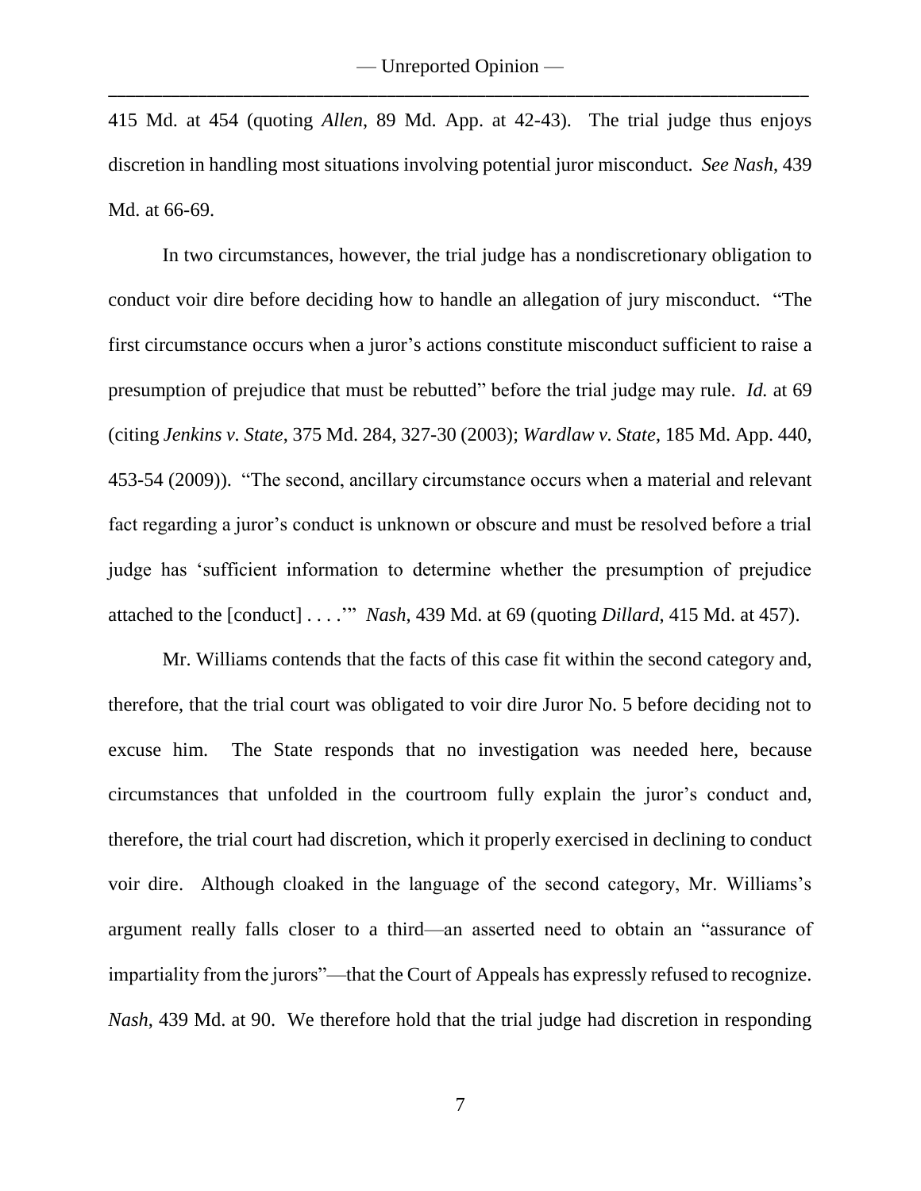415 Md. at 454 (quoting *Allen*, 89 Md. App. at 42-43). The trial judge thus enjoys discretion in handling most situations involving potential juror misconduct. *See Nash*, 439 Md. at 66-69.

In two circumstances, however, the trial judge has a nondiscretionary obligation to conduct voir dire before deciding how to handle an allegation of jury misconduct. "The first circumstance occurs when a juror's actions constitute misconduct sufficient to raise a presumption of prejudice that must be rebutted" before the trial judge may rule. *Id.* at 69 (citing *Jenkins v. State*, 375 Md. 284, 327-30 (2003); *Wardlaw v. State*, 185 Md. App. 440, 453-54 (2009)). "The second, ancillary circumstance occurs when a material and relevant fact regarding a juror's conduct is unknown or obscure and must be resolved before a trial judge has 'sufficient information to determine whether the presumption of prejudice attached to the [conduct] . . . .'" *Nash*, 439 Md. at 69 (quoting *Dillard*, 415 Md. at 457).

Mr. Williams contends that the facts of this case fit within the second category and, therefore, that the trial court was obligated to voir dire Juror No. 5 before deciding not to excuse him. The State responds that no investigation was needed here, because circumstances that unfolded in the courtroom fully explain the juror's conduct and, therefore, the trial court had discretion, which it properly exercised in declining to conduct voir dire. Although cloaked in the language of the second category, Mr. Williams's argument really falls closer to a third—an asserted need to obtain an "assurance of impartiality from the jurors"—that the Court of Appeals has expressly refused to recognize. *Nash*, 439 Md. at 90. We therefore hold that the trial judge had discretion in responding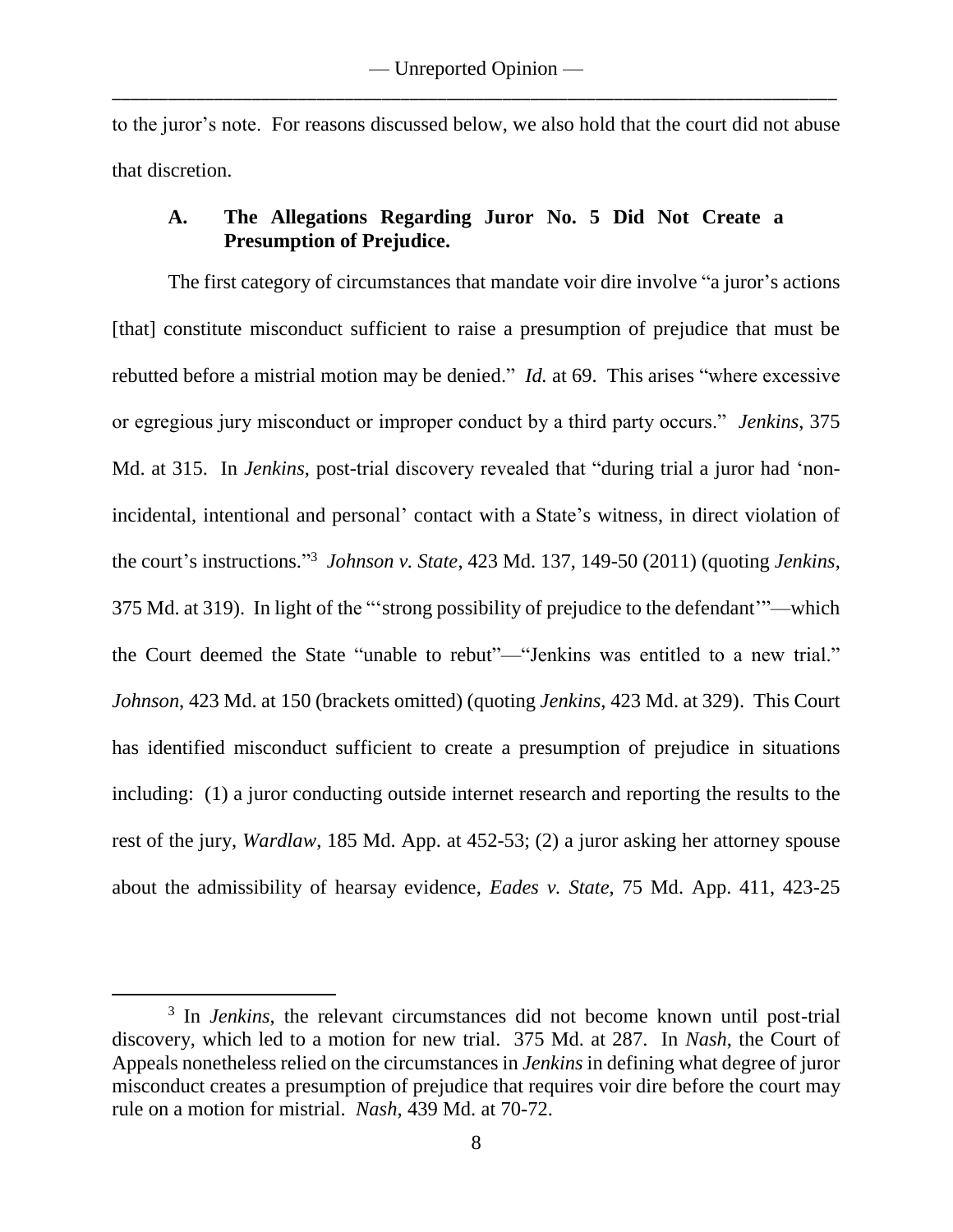to the juror's note. For reasons discussed below, we also hold that the court did not abuse that discretion.

### A. The Allegations Regarding Juror No. 5 Did Not Create a Presumption of Prejudice.

The first category of circumstances that mandate voir dire involve "a juror's actions [that] constitute misconduct sufficient to raise a presumption of prejudice that must be rebutted before a mistrial motion may be denied." *Id.* at 69. This arises "where excessive or egregious jury misconduct or improper conduct by a third party occurs." *Jenkins*, 375 Md. at 315. In *Jenkins*, post-trial discovery revealed that "during trial a juror had 'non-incidental, intentional and personal' contact with a State's witness, in direct violation of the court's instructions."[3] *Johnson v. State*, 423 Md. 137, 149-50 (2011) (quoting *Jenkins*, 375 Md. at 319). In light of the "'strong possibility of prejudice to the defendant'"—which the Court deemed the State "unable to rebut"—"Jenkins was entitled to a new trial." *Johnson*, 423 Md. at 150 (brackets omitted) (quoting *Jenkins*, 423 Md. at 329). This Court has identified misconduct sufficient to create a presumption of prejudice in situations including: (1) a juror conducting outside internet research and reporting the results to the rest of the jury, *Wardlaw*, 185 Md. App. at 452-53; (2) a juror asking her attorney spouse about the admissibility of hearsay evidence, *Eades v. State*, 75 Md. App. 411, 423-25

---

[3] In *Jenkins*, the relevant circumstances did not become known until post-trial discovery, which led to a motion for new trial. 375 Md. at 287. In *Nash*, the Court of Appeals nonetheless relied on the circumstances in *Jenkins* in defining what degree of juror misconduct creates a presumption of prejudice that requires voir dire before the court may rule on a motion for mistrial. *Nash*, 439 Md. at 70-72.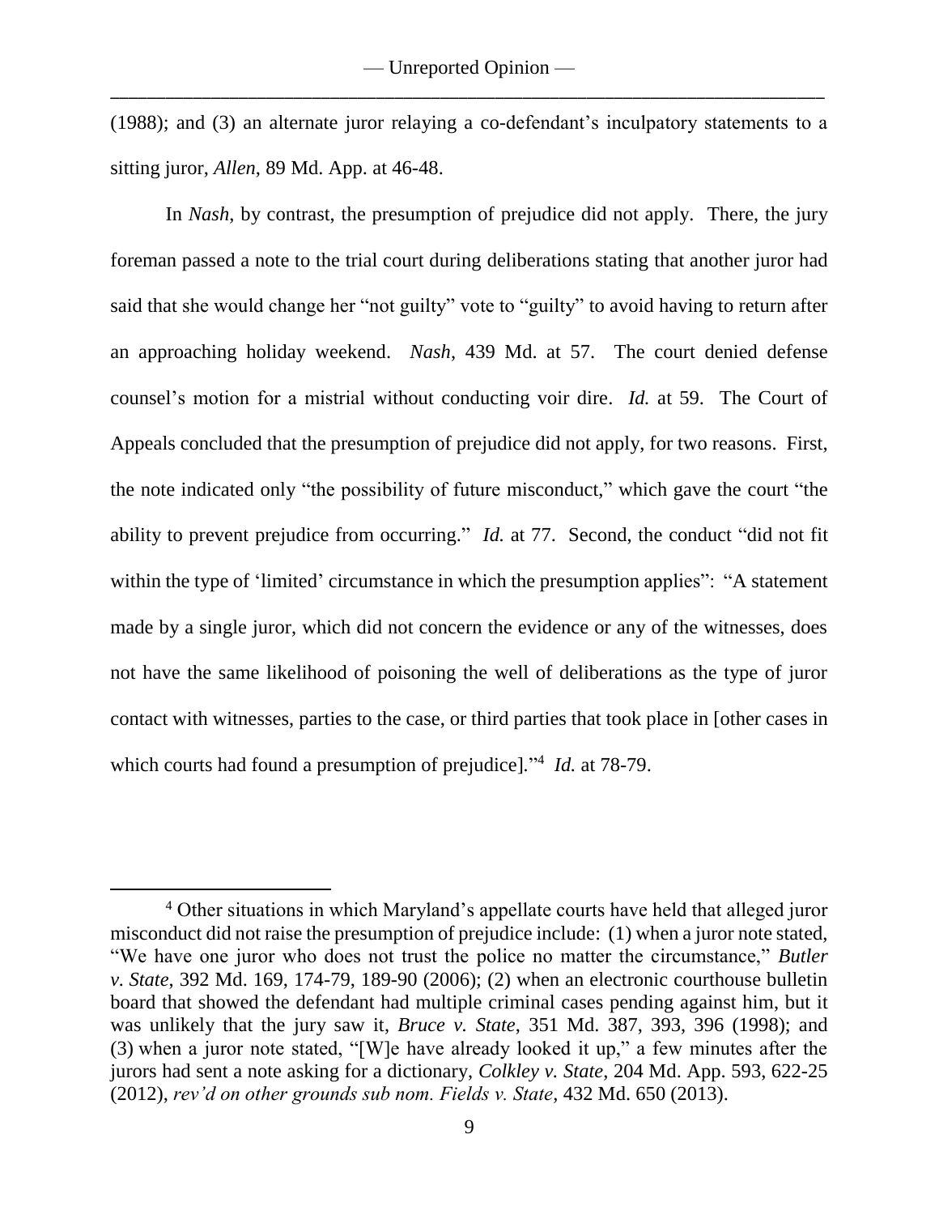(1988); and (3) an alternate juror relaying a co-defendant's inculpatory statements to a sitting juror, *Allen*, 89 Md. App. at 46-48.

In *Nash*, by contrast, the presumption of prejudice did not apply. There, the jury foreman passed a note to the trial court during deliberations stating that another juror had said that she would change her "not guilty" vote to "guilty" to avoid having to return after an approaching holiday weekend. *Nash*, 439 Md. at 57. The court denied defense counsel's motion for a mistrial without conducting voir dire. *Id.* at 59. The Court of Appeals concluded that the presumption of prejudice did not apply, for two reasons. First, the note indicated only "the possibility of future misconduct," which gave the court "the ability to prevent prejudice from occurring." *Id.* at 77. Second, the conduct "did not fit within the type of 'limited' circumstance in which the presumption applies": "A statement made by a single juror, which did not concern the evidence or any of the witnesses, does not have the same likelihood of poisoning the well of deliberations as the type of juror contact with witnesses, parties to the case, or third parties that took place in [other cases in which courts had found a presumption of prejudice]."[4] *Id.* at 78-79.

---

[4] Other situations in which Maryland's appellate courts have held that alleged juror misconduct did not raise the presumption of prejudice include: (1) when a juror note stated, "We have one juror who does not trust the police no matter the circumstance," *Butler v. State*, 392 Md. 169, 174-79, 189-90 (2006); (2) when an electronic courthouse bulletin board that showed the defendant had multiple criminal cases pending against him, but it was unlikely that the jury saw it, *Bruce v. State*, 351 Md. 387, 393, 396 (1998); and (3) when a juror note stated, "[W]e have already looked it up," a few minutes after the jurors had sent a note asking for a dictionary, *Colkley v. State*, 204 Md. App. 593, 622-25 (2012), *rev'd on other grounds sub nom. Fields v. State*, 432 Md. 650 (2013).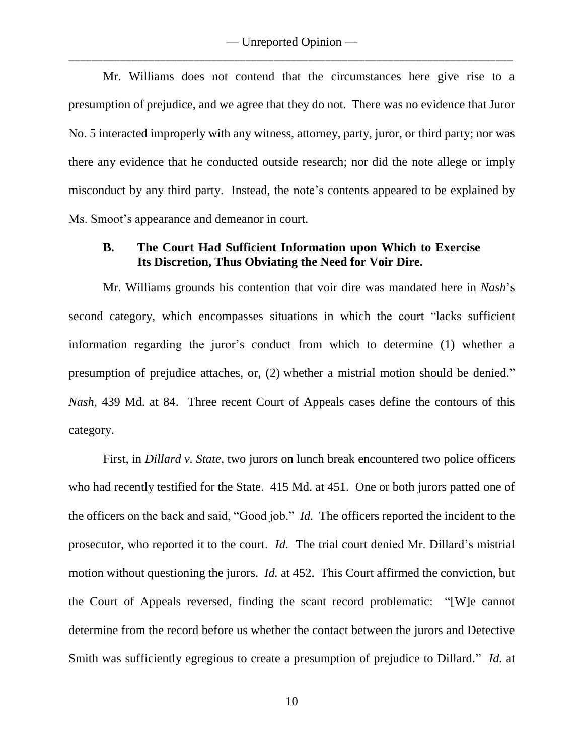Mr. Williams does not contend that the circumstances here give rise to a presumption of prejudice, and we agree that they do not. There was no evidence that Juror No. 5 interacted improperly with any witness, attorney, party, juror, or third party; nor was there any evidence that he conducted outside research; nor did the note allege or imply misconduct by any third party. Instead, the note's contents appeared to be explained by Ms. Smoot's appearance and demeanor in court.

### B. The Court Had Sufficient Information upon Which to Exercise Its Discretion, Thus Obviating the Need for Voir Dire.

Mr. Williams grounds his contention that voir dire was mandated here in *Nash*'s second category, which encompasses situations in which the court "lacks sufficient information regarding the juror's conduct from which to determine (1) whether a presumption of prejudice attaches, or, (2) whether a mistrial motion should be denied." *Nash*, 439 Md. at 84. Three recent Court of Appeals cases define the contours of this category.

First, in *Dillard v. State*, two jurors on lunch break encountered two police officers who had recently testified for the State. 415 Md. at 451. One or both jurors patted one of the officers on the back and said, "Good job." *Id.* The officers reported the incident to the prosecutor, who reported it to the court. *Id.* The trial court denied Mr. Dillard's mistrial motion without questioning the jurors. *Id.* at 452. This Court affirmed the conviction, but the Court of Appeals reversed, finding the scant record problematic: "[W]e cannot determine from the record before us whether the contact between the jurors and Detective Smith was sufficiently egregious to create a presumption of prejudice to Dillard." *Id.* at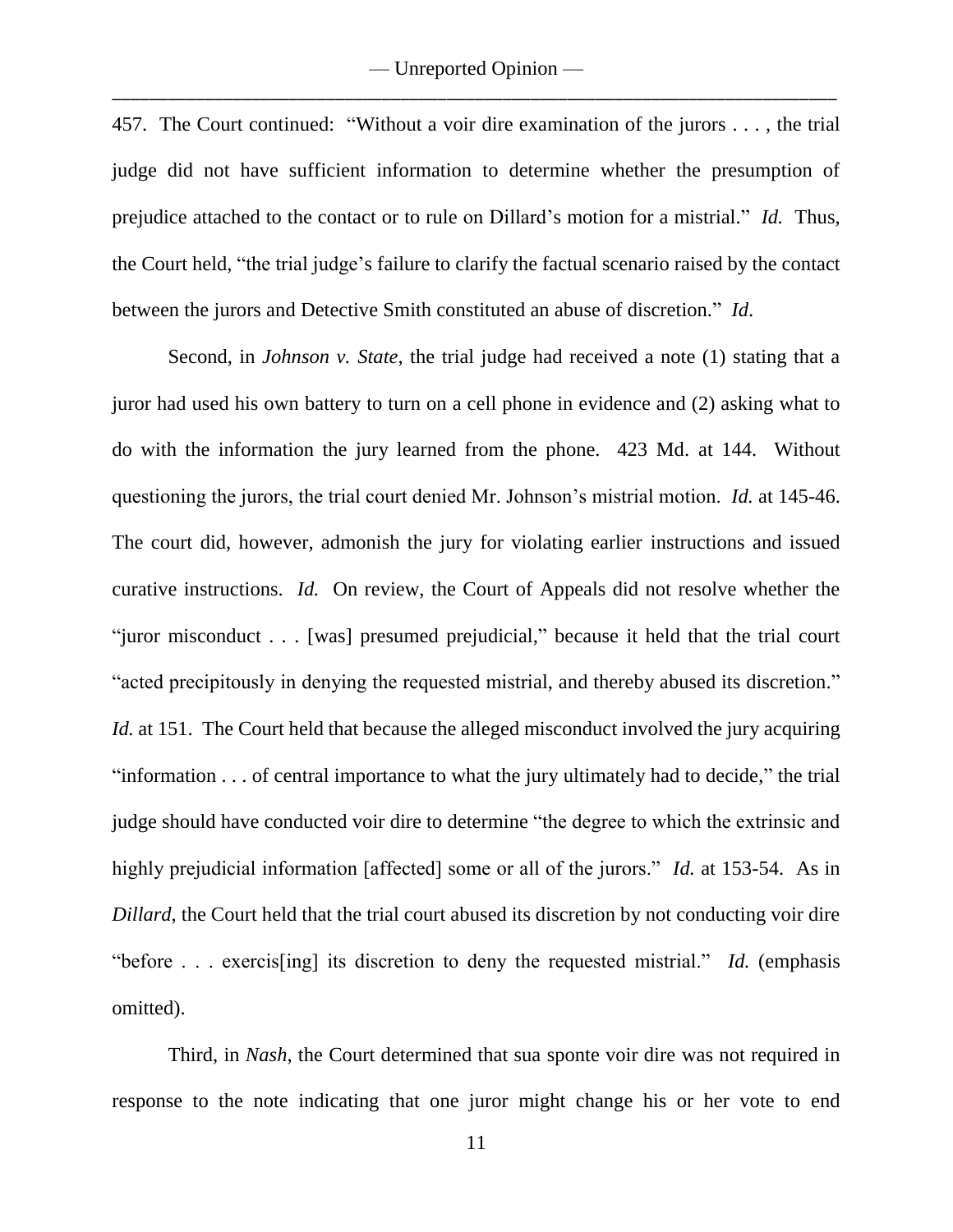457. The Court continued: "Without a voir dire examination of the jurors . . . , the trial judge did not have sufficient information to determine whether the presumption of prejudice attached to the contact or to rule on Dillard's motion for a mistrial." *Id.* Thus, the Court held, "the trial judge's failure to clarify the factual scenario raised by the contact between the jurors and Detective Smith constituted an abuse of discretion." *Id.*

Second, in *Johnson v. State*, the trial judge had received a note (1) stating that a juror had used his own battery to turn on a cell phone in evidence and (2) asking what to do with the information the jury learned from the phone. 423 Md. at 144. Without questioning the jurors, the trial court denied Mr. Johnson's mistrial motion. *Id.* at 145-46. The court did, however, admonish the jury for violating earlier instructions and issued curative instructions. *Id.* On review, the Court of Appeals did not resolve whether the "juror misconduct . . . [was] presumed prejudicial," because it held that the trial court "acted precipitously in denying the requested mistrial, and thereby abused its discretion." *Id.* at 151. The Court held that because the alleged misconduct involved the jury acquiring "information . . . of central importance to what the jury ultimately had to decide," the trial judge should have conducted voir dire to determine "the degree to which the extrinsic and highly prejudicial information [affected] some or all of the jurors." *Id.* at 153-54. As in *Dillard*, the Court held that the trial court abused its discretion by not conducting voir dire "before . . . exercis[ing] its discretion to deny the requested mistrial." *Id.* (emphasis omitted).

Third, in *Nash*, the Court determined that sua sponte voir dire was not required in response to the note indicating that one juror might change his or her vote to end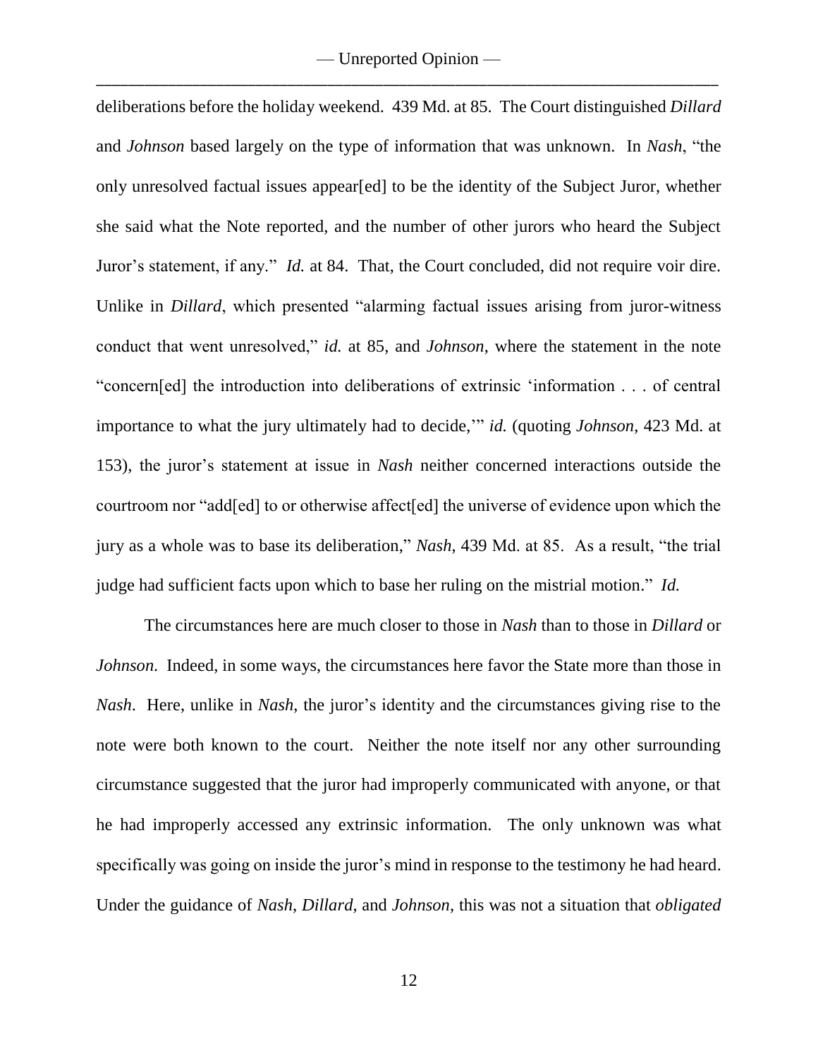deliberations before the holiday weekend. 439 Md. at 85. The Court distinguished *Dillard* and *Johnson* based largely on the type of information that was unknown. In *Nash*, "the only unresolved factual issues appear[ed] to be the identity of the Subject Juror, whether she said what the Note reported, and the number of other jurors who heard the Subject Juror's statement, if any." *Id.* at 84. That, the Court concluded, did not require voir dire. Unlike in *Dillard*, which presented "alarming factual issues arising from juror-witness conduct that went unresolved," *id.* at 85, and *Johnson*, where the statement in the note "concern[ed] the introduction into deliberations of extrinsic 'information . . . of central importance to what the jury ultimately had to decide,'" *id.* (quoting *Johnson*, 423 Md. at 153), the juror's statement at issue in *Nash* neither concerned interactions outside the courtroom nor "add[ed] to or otherwise affect[ed] the universe of evidence upon which the jury as a whole was to base its deliberation," *Nash*, 439 Md. at 85. As a result, "the trial judge had sufficient facts upon which to base her ruling on the mistrial motion." *Id.*

The circumstances here are much closer to those in *Nash* than to those in *Dillard* or *Johnson*. Indeed, in some ways, the circumstances here favor the State more than those in *Nash*. Here, unlike in *Nash*, the juror's identity and the circumstances giving rise to the note were both known to the court. Neither the note itself nor any other surrounding circumstance suggested that the juror had improperly communicated with anyone, or that he had improperly accessed any extrinsic information. The only unknown was what specifically was going on inside the juror's mind in response to the testimony he had heard. Under the guidance of *Nash*, *Dillard*, and *Johnson*, this was not a situation that *obligated*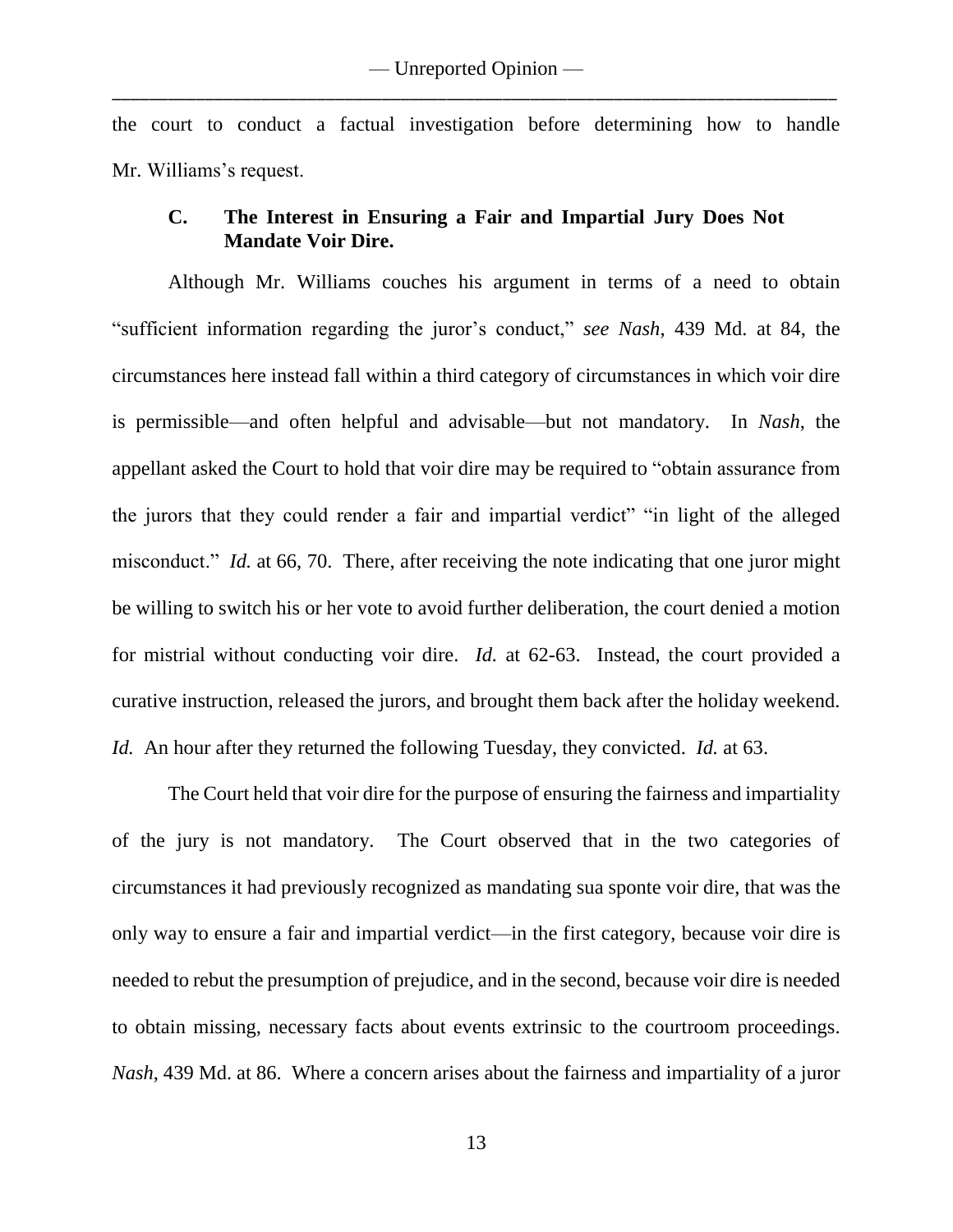the court to conduct a factual investigation before determining how to handle Mr. Williams's request.

### C. The Interest in Ensuring a Fair and Impartial Jury Does Not Mandate Voir Dire.

Although Mr. Williams couches his argument in terms of a need to obtain "sufficient information regarding the juror's conduct," *see Nash*, 439 Md. at 84, the circumstances here instead fall within a third category of circumstances in which voir dire is permissible—and often helpful and advisable—but not mandatory. In *Nash*, the appellant asked the Court to hold that voir dire may be required to "obtain assurance from the jurors that they could render a fair and impartial verdict" "in light of the alleged misconduct." *Id.* at 66, 70. There, after receiving the note indicating that one juror might be willing to switch his or her vote to avoid further deliberation, the court denied a motion for mistrial without conducting voir dire. *Id.* at 62-63. Instead, the court provided a curative instruction, released the jurors, and brought them back after the holiday weekend. *Id.* An hour after they returned the following Tuesday, they convicted. *Id.* at 63.

The Court held that voir dire for the purpose of ensuring the fairness and impartiality of the jury is not mandatory. The Court observed that in the two categories of circumstances it had previously recognized as mandating sua sponte voir dire, that was the only way to ensure a fair and impartial verdict—in the first category, because voir dire is needed to rebut the presumption of prejudice, and in the second, because voir dire is needed to obtain missing, necessary facts about events extrinsic to the courtroom proceedings. *Nash*, 439 Md. at 86. Where a concern arises about the fairness and impartiality of a juror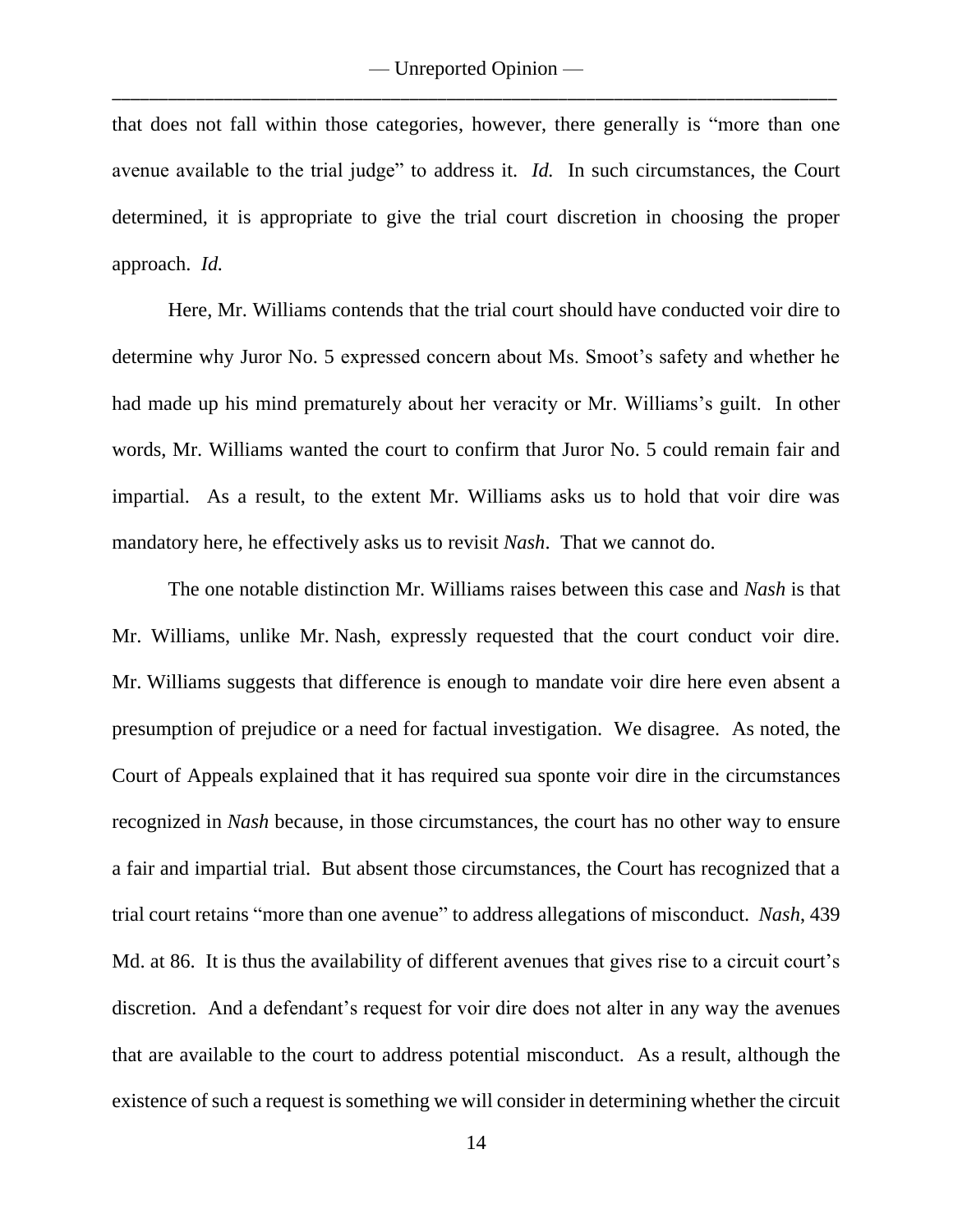that does not fall within those categories, however, there generally is "more than one avenue available to the trial judge" to address it. *Id.* In such circumstances, the Court determined, it is appropriate to give the trial court discretion in choosing the proper approach. *Id.*

Here, Mr. Williams contends that the trial court should have conducted voir dire to determine why Juror No. 5 expressed concern about Ms. Smoot's safety and whether he had made up his mind prematurely about her veracity or Mr. Williams's guilt. In other words, Mr. Williams wanted the court to confirm that Juror No. 5 could remain fair and impartial. As a result, to the extent Mr. Williams asks us to hold that voir dire was mandatory here, he effectively asks us to revisit *Nash*. That we cannot do.

The one notable distinction Mr. Williams raises between this case and *Nash* is that Mr. Williams, unlike Mr. Nash, expressly requested that the court conduct voir dire. Mr. Williams suggests that difference is enough to mandate voir dire here even absent a presumption of prejudice or a need for factual investigation. We disagree. As noted, the Court of Appeals explained that it has required sua sponte voir dire in the circumstances recognized in *Nash* because, in those circumstances, the court has no other way to ensure a fair and impartial trial. But absent those circumstances, the Court has recognized that a trial court retains "more than one avenue" to address allegations of misconduct. *Nash*, 439 Md. at 86. It is thus the availability of different avenues that gives rise to a circuit court's discretion. And a defendant's request for voir dire does not alter in any way the avenues that are available to the court to address potential misconduct. As a result, although the existence of such a request is something we will consider in determining whether the circuit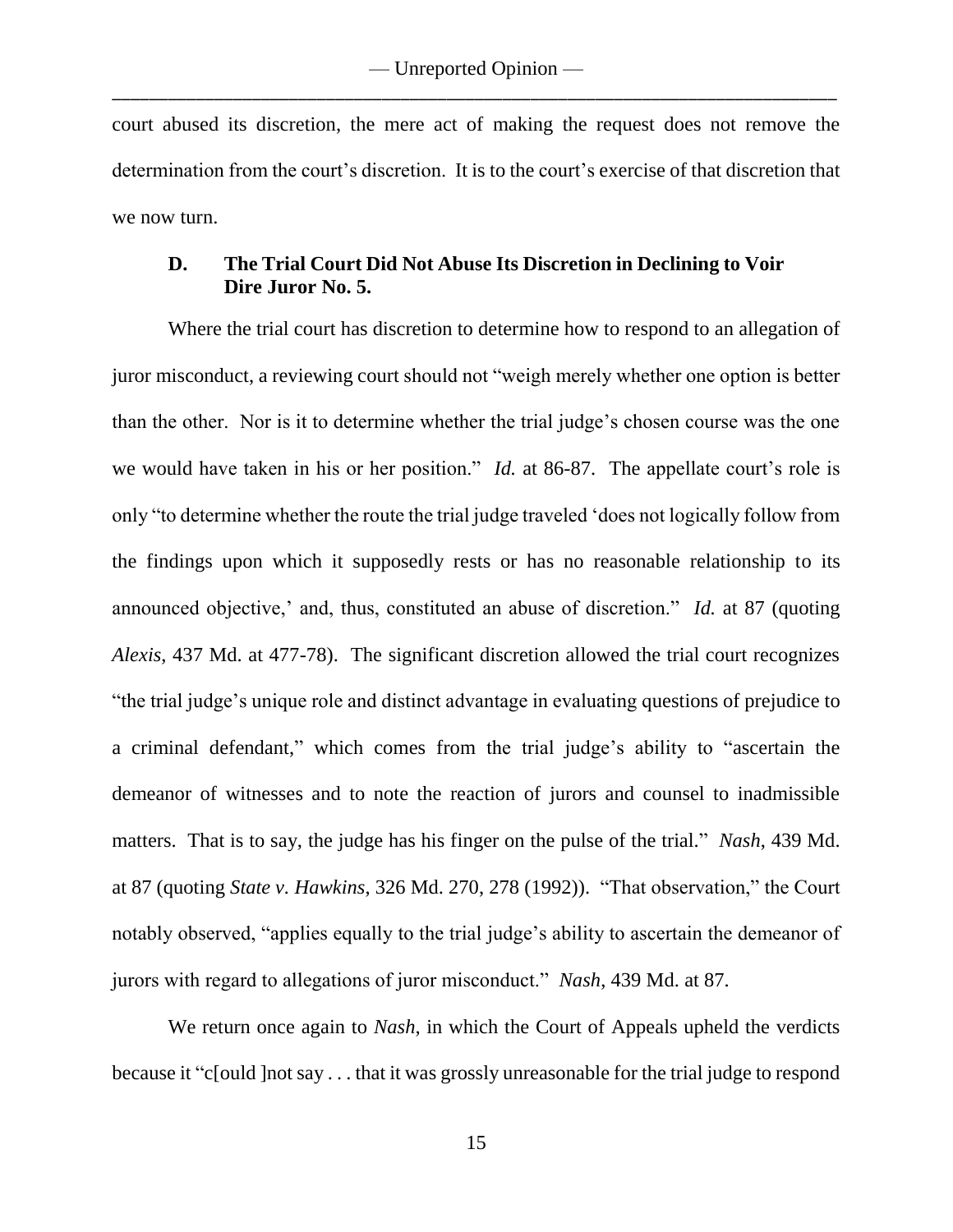court abused its discretion, the mere act of making the request does not remove the determination from the court's discretion. It is to the court's exercise of that discretion that we now turn.

### D. The Trial Court Did Not Abuse Its Discretion in Declining to Voir Dire Juror No. 5.

Where the trial court has discretion to determine how to respond to an allegation of juror misconduct, a reviewing court should not "weigh merely whether one option is better than the other. Nor is it to determine whether the trial judge's chosen course was the one we would have taken in his or her position." *Id.* at 86-87. The appellate court's role is only "to determine whether the route the trial judge traveled 'does not logically follow from the findings upon which it supposedly rests or has no reasonable relationship to its announced objective,' and, thus, constituted an abuse of discretion." *Id.* at 87 (quoting *Alexis*, 437 Md. at 477-78). The significant discretion allowed the trial court recognizes "the trial judge's unique role and distinct advantage in evaluating questions of prejudice to a criminal defendant," which comes from the trial judge's ability to "ascertain the demeanor of witnesses and to note the reaction of jurors and counsel to inadmissible matters. That is to say, the judge has his finger on the pulse of the trial." *Nash*, 439 Md. at 87 (quoting *State v. Hawkins*, 326 Md. 270, 278 (1992)). "That observation," the Court notably observed, "applies equally to the trial judge's ability to ascertain the demeanor of jurors with regard to allegations of juror misconduct." *Nash*, 439 Md. at 87.

We return once again to *Nash*, in which the Court of Appeals upheld the verdicts because it "c[ould ]not say . . . that it was grossly unreasonable for the trial judge to respond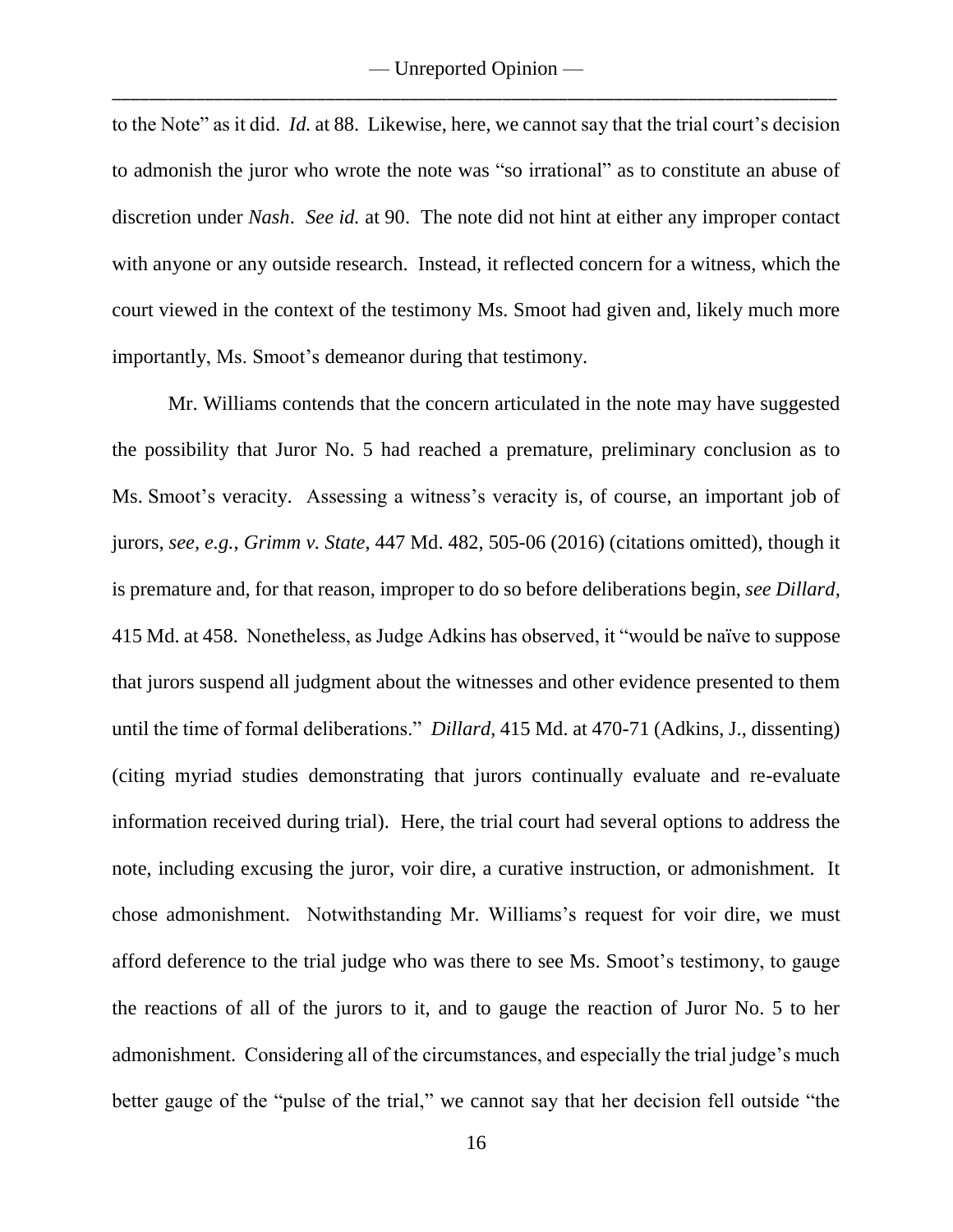to the Note" as it did. *Id.* at 88. Likewise, here, we cannot say that the trial court's decision to admonish the juror who wrote the note was "so irrational" as to constitute an abuse of discretion under *Nash*. *See id.* at 90. The note did not hint at either any improper contact with anyone or any outside research. Instead, it reflected concern for a witness, which the court viewed in the context of the testimony Ms. Smoot had given and, likely much more importantly, Ms. Smoot's demeanor during that testimony.

Mr. Williams contends that the concern articulated in the note may have suggested the possibility that Juror No. 5 had reached a premature, preliminary conclusion as to Ms. Smoot's veracity. Assessing a witness's veracity is, of course, an important job of jurors, *see, e.g.*, *Grimm v. State*, 447 Md. 482, 505-06 (2016) (citations omitted), though it is premature and, for that reason, improper to do so before deliberations begin, *see Dillard*, 415 Md. at 458. Nonetheless, as Judge Adkins has observed, it "would be naïve to suppose that jurors suspend all judgment about the witnesses and other evidence presented to them until the time of formal deliberations." *Dillard*, 415 Md. at 470-71 (Adkins, J., dissenting) (citing myriad studies demonstrating that jurors continually evaluate and re-evaluate information received during trial). Here, the trial court had several options to address the note, including excusing the juror, voir dire, a curative instruction, or admonishment. It chose admonishment. Notwithstanding Mr. Williams's request for voir dire, we must afford deference to the trial judge who was there to see Ms. Smoot's testimony, to gauge the reactions of all of the jurors to it, and to gauge the reaction of Juror No. 5 to her admonishment. Considering all of the circumstances, and especially the trial judge's much better gauge of the "pulse of the trial," we cannot say that her decision fell outside "the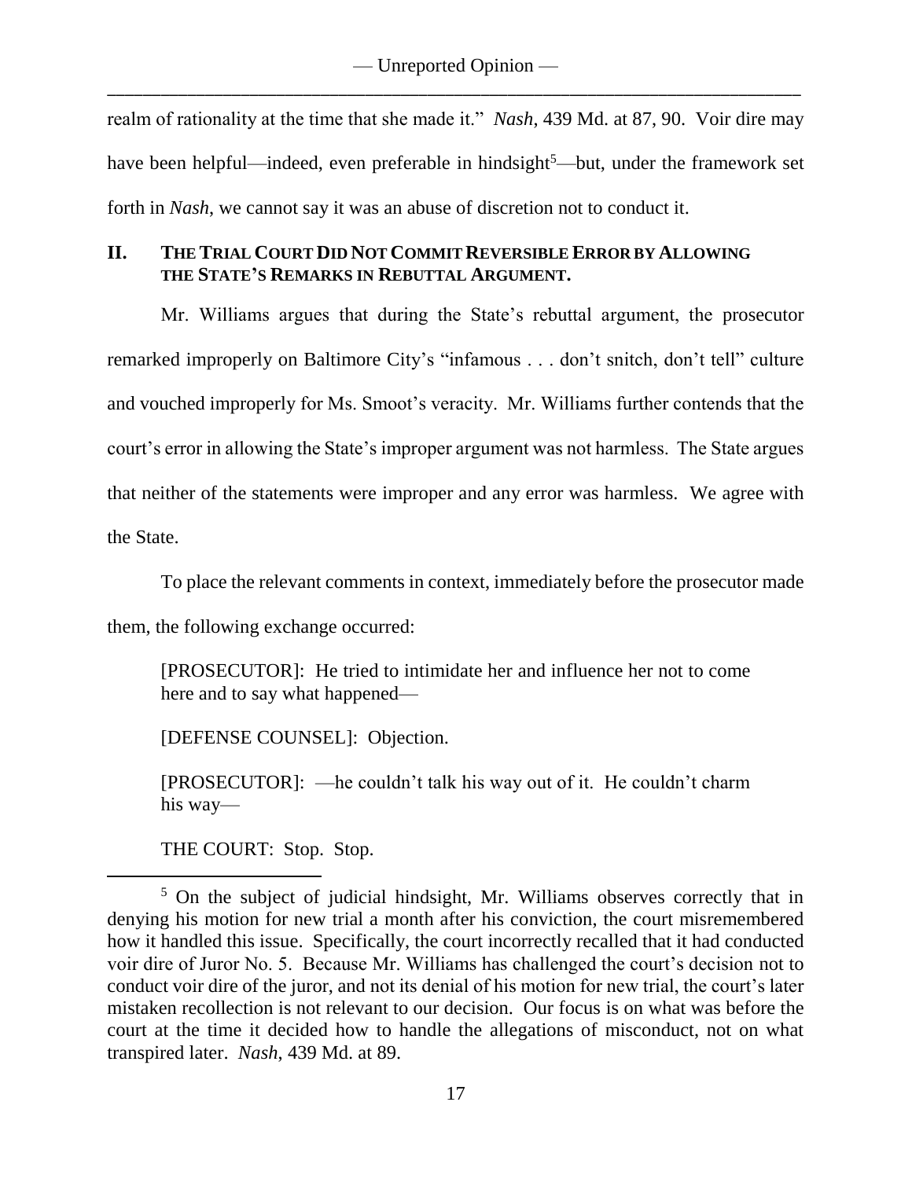realm of rationality at the time that she made it." *Nash*, 439 Md. at 87, 90. Voir dire may have been helpful—indeed, even preferable in hindsight[5]—but, under the framework set forth in *Nash*, we cannot say it was an abuse of discretion not to conduct it.

## II. THE TRIAL COURT DID NOT COMMIT REVERSIBLE ERROR BY ALLOWING THE STATE'S REMARKS IN REBUTTAL ARGUMENT.

Mr. Williams argues that during the State's rebuttal argument, the prosecutor remarked improperly on Baltimore City's "infamous . . . don't snitch, don't tell" culture and vouched improperly for Ms. Smoot's veracity. Mr. Williams further contends that the court's error in allowing the State's improper argument was not harmless. The State argues that neither of the statements were improper and any error was harmless. We agree with the State.

To place the relevant comments in context, immediately before the prosecutor made them, the following exchange occurred:

> [PROSECUTOR]: He tried to intimidate her and influence her not to come here and to say what happened—
>
> [DEFENSE COUNSEL]: Objection.
>
> [PROSECUTOR]: —he couldn't talk his way out of it. He couldn't charm his way—
>
> THE COURT: Stop. Stop.

---

[5] On the subject of judicial hindsight, Mr. Williams observes correctly that in denying his motion for new trial a month after his conviction, the court misremembered how it handled this issue. Specifically, the court incorrectly recalled that it had conducted voir dire of Juror No. 5. Because Mr. Williams has challenged the court's decision not to conduct voir dire of the juror, and not its denial of his motion for new trial, the court's later mistaken recollection is not relevant to our decision. Our focus is on what was before the court at the time it decided how to handle the allegations of misconduct, not on what transpired later. *Nash*, 439 Md. at 89.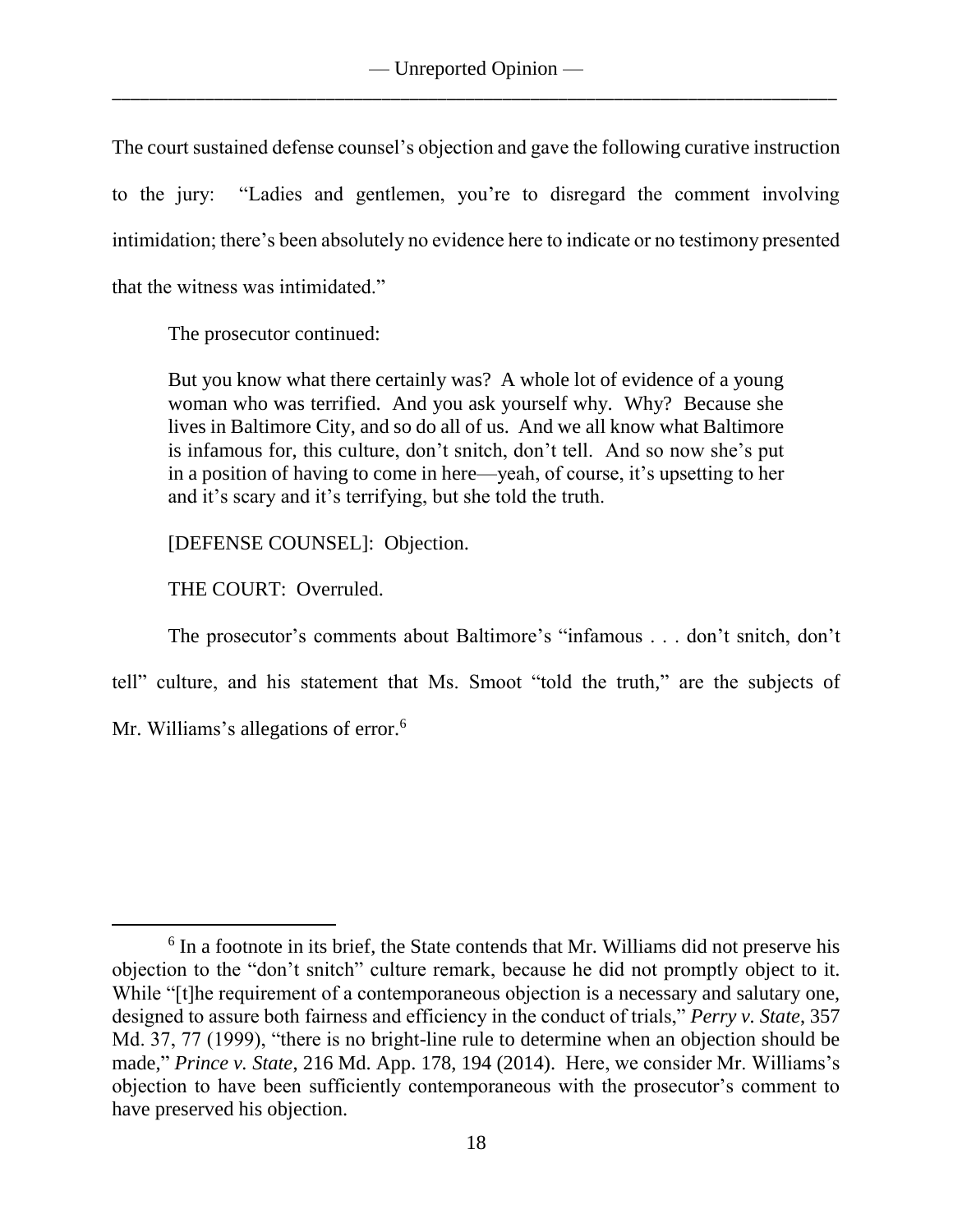The court sustained defense counsel's objection and gave the following curative instruction to the jury: "Ladies and gentlemen, you're to disregard the comment involving intimidation; there's been absolutely no evidence here to indicate or no testimony presented that the witness was intimidated."

The prosecutor continued:

> But you know what there certainly was? A whole lot of evidence of a young woman who was terrified. And you ask yourself why. Why? Because she lives in Baltimore City, and so do all of us. And we all know what Baltimore is infamous for, this culture, don't snitch, don't tell. And so now she's put in a position of having to come in here—yeah, of course, it's upsetting to her and it's scary and it's terrifying, but she told the truth.
>
> [DEFENSE COUNSEL]: Objection.
>
> THE COURT: Overruled.

The prosecutor's comments about Baltimore's "infamous . . . don't snitch, don't tell" culture, and his statement that Ms. Smoot "told the truth," are the subjects of Mr. Williams's allegations of error.[6]

---

[6] In a footnote in its brief, the State contends that Mr. Williams did not preserve his objection to the "don't snitch" culture remark, because he did not promptly object to it. While "[t]he requirement of a contemporaneous objection is a necessary and salutary one, designed to assure both fairness and efficiency in the conduct of trials," *Perry v. State*, 357 Md. 37, 77 (1999), "there is no bright-line rule to determine when an objection should be made," *Prince v. State*, 216 Md. App. 178, 194 (2014). Here, we consider Mr. Williams's objection to have been sufficiently contemporaneous with the prosecutor's comment to have preserved his objection.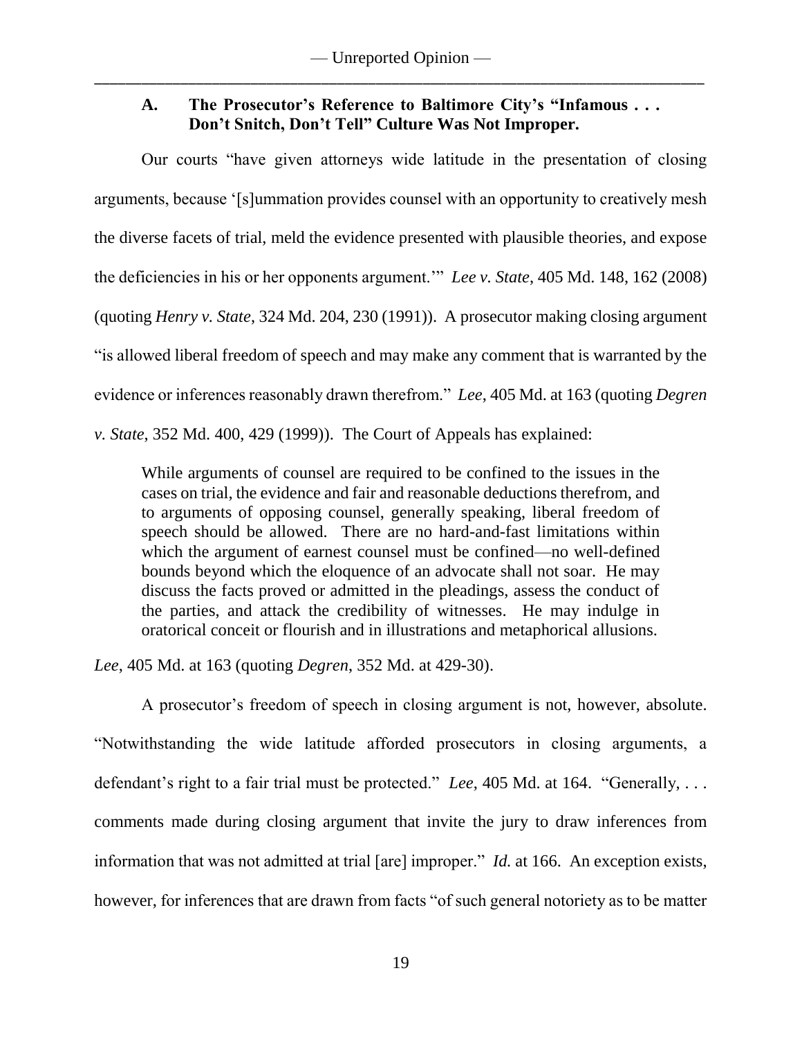### A. The Prosecutor's Reference to Baltimore City's "Infamous . . . Don't Snitch, Don't Tell" Culture Was Not Improper.

Our courts "have given attorneys wide latitude in the presentation of closing arguments, because '[s]ummation provides counsel with an opportunity to creatively mesh the diverse facets of trial, meld the evidence presented with plausible theories, and expose the deficiencies in his or her opponents argument.'" *Lee v. State*, 405 Md. 148, 162 (2008) (quoting *Henry v. State*, 324 Md. 204, 230 (1991)). A prosecutor making closing argument "is allowed liberal freedom of speech and may make any comment that is warranted by the evidence or inferences reasonably drawn therefrom." *Lee*, 405 Md. at 163 (quoting *Degren v. State*, 352 Md. 400, 429 (1999)). The Court of Appeals has explained:

> While arguments of counsel are required to be confined to the issues in the cases on trial, the evidence and fair and reasonable deductions therefrom, and to arguments of opposing counsel, generally speaking, liberal freedom of speech should be allowed. There are no hard-and-fast limitations within which the argument of earnest counsel must be confined—no well-defined bounds beyond which the eloquence of an advocate shall not soar. He may discuss the facts proved or admitted in the pleadings, assess the conduct of the parties, and attack the credibility of witnesses. He may indulge in oratorical conceit or flourish and in illustrations and metaphorical allusions.

*Lee*, 405 Md. at 163 (quoting *Degren*, 352 Md. at 429-30).

A prosecutor's freedom of speech in closing argument is not, however, absolute. "Notwithstanding the wide latitude afforded prosecutors in closing arguments, a defendant's right to a fair trial must be protected." *Lee*, 405 Md. at 164. "Generally, . . . comments made during closing argument that invite the jury to draw inferences from information that was not admitted at trial [are] improper." *Id.* at 166. An exception exists, however, for inferences that are drawn from facts "of such general notoriety as to be matter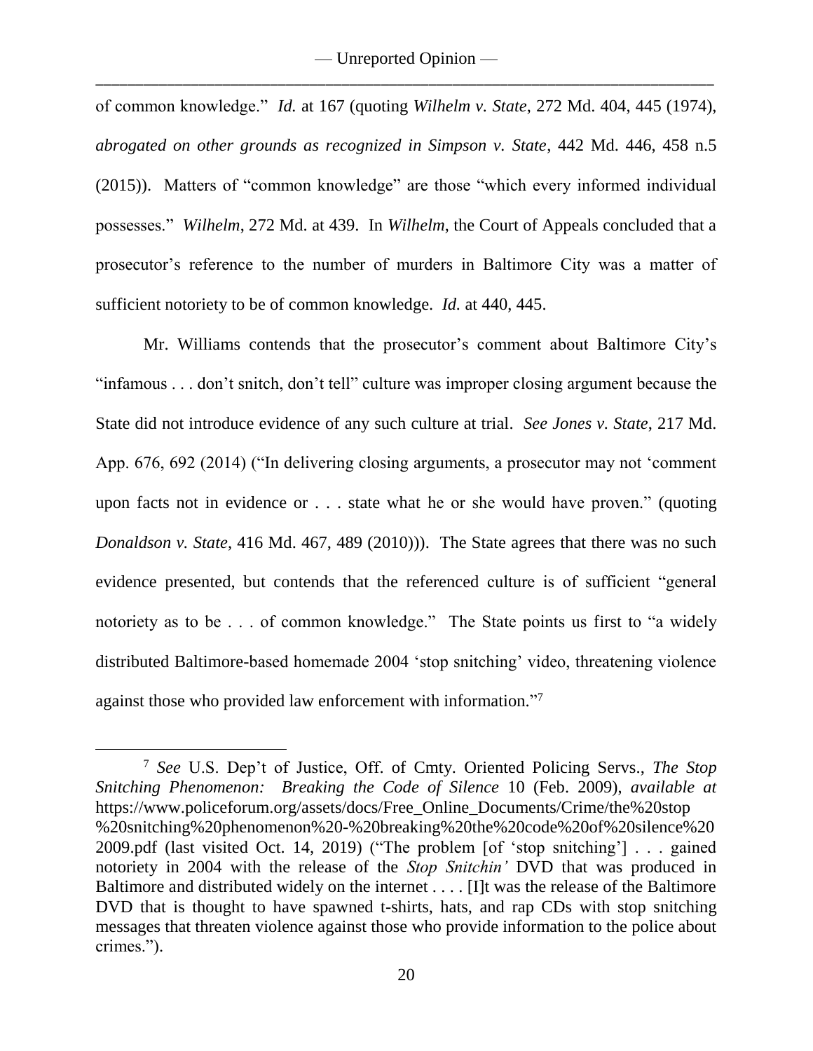of common knowledge." *Id.* at 167 (quoting *Wilhelm v. State*, 272 Md. 404, 445 (1974), *abrogated on other grounds as recognized in Simpson v. State*, 442 Md. 446, 458 n.5 (2015)). Matters of "common knowledge" are those "which every informed individual possesses." *Wilhelm*, 272 Md. at 439. In *Wilhelm*, the Court of Appeals concluded that a prosecutor's reference to the number of murders in Baltimore City was a matter of sufficient notoriety to be of common knowledge. *Id.* at 440, 445.

Mr. Williams contends that the prosecutor's comment about Baltimore City's "infamous . . . don't snitch, don't tell" culture was improper closing argument because the State did not introduce evidence of any such culture at trial. *See Jones v. State*, 217 Md. App. 676, 692 (2014) ("In delivering closing arguments, a prosecutor may not 'comment upon facts not in evidence or . . . state what he or she would have proven." (quoting *Donaldson v. State*, 416 Md. 467, 489 (2010))). The State agrees that there was no such evidence presented, but contends that the referenced culture is of sufficient "general notoriety as to be . . . of common knowledge." The State points us first to "a widely distributed Baltimore-based homemade 2004 'stop snitching' video, threatening violence against those who provided law enforcement with information."[7]

---

[7] *See* U.S. Dep't of Justice, Off. of Cmty. Oriented Policing Servs., *The Stop Snitching Phenomenon: Breaking the Code of Silence* 10 (Feb. 2009), *available at* https://www.policeforum.org/assets/docs/Free_Online_Documents/Crime/the%20stop%20snitching%20phenomenon%20-%20breaking%20the%20code%20of%20silence%202009.pdf (last visited Oct. 14, 2019) ("The problem [of 'stop snitching'] . . . gained notoriety in 2004 with the release of the *Stop Snitchin'* DVD that was produced in Baltimore and distributed widely on the internet . . . . [I]t was the release of the Baltimore DVD that is thought to have spawned t-shirts, hats, and rap CDs with stop snitching messages that threaten violence against those who provide information to the police about crimes.").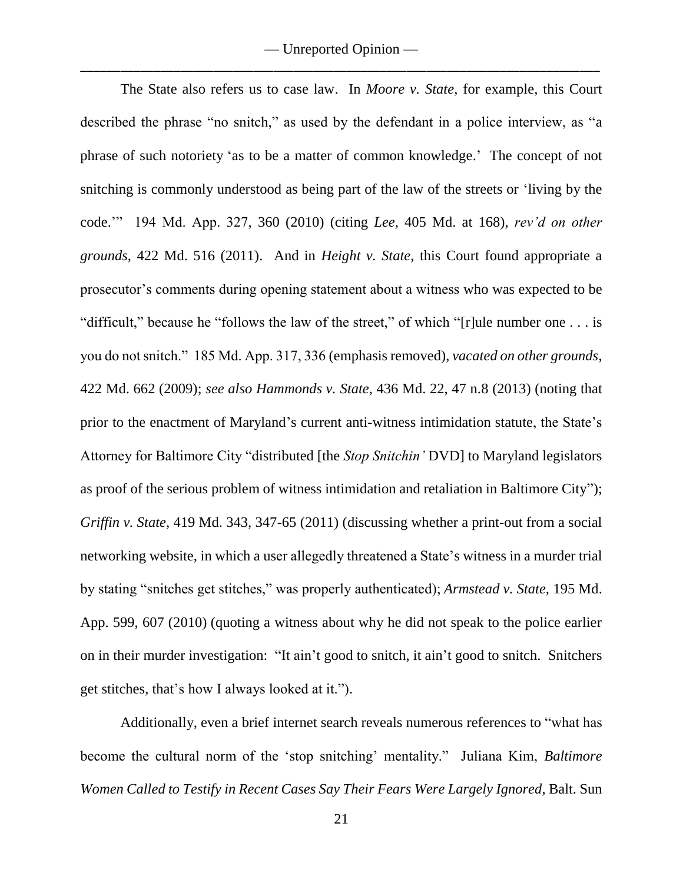The State also refers us to case law. In *Moore v. State*, for example, this Court described the phrase "no snitch," as used by the defendant in a police interview, as "a phrase of such notoriety 'as to be a matter of common knowledge.' The concept of not snitching is commonly understood as being part of the law of the streets or 'living by the code.'" 194 Md. App. 327, 360 (2010) (citing *Lee*, 405 Md. at 168), *rev'd on other grounds*, 422 Md. 516 (2011). And in *Height v. State*, this Court found appropriate a prosecutor's comments during opening statement about a witness who was expected to be "difficult," because he "follows the law of the street," of which "[r]ule number one . . . is you do not snitch." 185 Md. App. 317, 336 (emphasis removed), *vacated on other grounds*, 422 Md. 662 (2009); *see also Hammonds v. State*, 436 Md. 22, 47 n.8 (2013) (noting that prior to the enactment of Maryland's current anti-witness intimidation statute, the State's Attorney for Baltimore City "distributed [the *Stop Snitchin'* DVD] to Maryland legislators as proof of the serious problem of witness intimidation and retaliation in Baltimore City"); *Griffin v. State*, 419 Md. 343, 347-65 (2011) (discussing whether a print-out from a social networking website, in which a user allegedly threatened a State's witness in a murder trial by stating "snitches get stitches," was properly authenticated); *Armstead v. State*, 195 Md. App. 599, 607 (2010) (quoting a witness about why he did not speak to the police earlier on in their murder investigation: "It ain't good to snitch, it ain't good to snitch. Snitchers get stitches, that's how I always looked at it.").

Additionally, even a brief internet search reveals numerous references to "what has become the cultural norm of the 'stop snitching' mentality." Juliana Kim, *Baltimore Women Called to Testify in Recent Cases Say Their Fears Were Largely Ignored*, Balt. Sun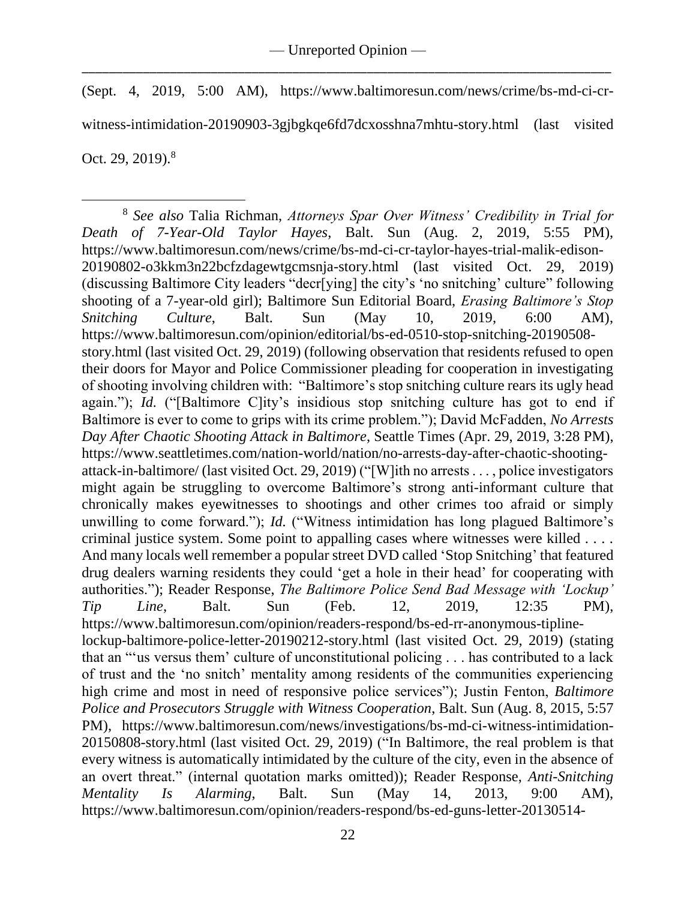(Sept. 4, 2019, 5:00 AM), https://www.baltimoresun.com/news/crime/bs-md-ci-cr-witness-intimidation-20190903-3gjbgkqe6fd7dcxosshna7mhtu-story.html (last visited Oct. 29, 2019).[8]

---

[8] *See also* Talia Richman, *Attorneys Spar Over Witness' Credibility in Trial for Death of 7-Year-Old Taylor Hayes*, Balt. Sun (Aug. 2, 2019, 5:55 PM), https://www.baltimoresun.com/news/crime/bs-md-ci-cr-taylor-hayes-trial-malik-edison-20190802-o3kkm3n22bcfzdagewtgcmsnja-story.html (last visited Oct. 29, 2019) (discussing Baltimore City leaders "decr[ying] the city's 'no snitching' culture" following shooting of a 7-year-old girl); Baltimore Sun Editorial Board, *Erasing Baltimore's Stop Snitching Culture*, Balt. Sun (May 10, 2019, 6:00 AM), https://www.baltimoresun.com/opinion/editorial/bs-ed-0510-stop-snitching-20190508-story.html (last visited Oct. 29, 2019) (following observation that residents refused to open their doors for Mayor and Police Commissioner pleading for cooperation in investigating of shooting involving children with: "Baltimore's stop snitching culture rears its ugly head again."); *Id.* ("[Baltimore C]ity's insidious stop snitching culture has got to end if Baltimore is ever to come to grips with its crime problem."); David McFadden, *No Arrests Day After Chaotic Shooting Attack in Baltimore*, Seattle Times (Apr. 29, 2019, 3:28 PM), https://www.seattletimes.com/nation-world/nation/no-arrests-day-after-chaotic-shooting-attack-in-baltimore/ (last visited Oct. 29, 2019) ("[W]ith no arrests . . . , police investigators might again be struggling to overcome Baltimore's strong anti-informant culture that chronically makes eyewitnesses to shootings and other crimes too afraid or simply unwilling to come forward."); *Id.* ("Witness intimidation has long plagued Baltimore's criminal justice system. Some point to appalling cases where witnesses were killed . . . . And many locals well remember a popular street DVD called 'Stop Snitching' that featured drug dealers warning residents they could 'get a hole in their head' for cooperating with authorities."); Reader Response, *The Baltimore Police Send Bad Message with 'Lockup' Tip Line*, Balt. Sun (Feb. 12, 2019, 12:35 PM), https://www.baltimoresun.com/opinion/readers-respond/bs-ed-rr-anonymous-tipline-lockup-baltimore-police-letter-20190212-story.html (last visited Oct. 29, 2019) (stating that an "'us versus them' culture of unconstitutional policing . . . has contributed to a lack of trust and the 'no snitch' mentality among residents of the communities experiencing high crime and most in need of responsive police services"); Justin Fenton, *Baltimore Police and Prosecutors Struggle with Witness Cooperation*, Balt. Sun (Aug. 8, 2015, 5:57 PM), https://www.baltimoresun.com/news/investigations/bs-md-ci-witness-intimidation-20150808-story.html (last visited Oct. 29, 2019) ("In Baltimore, the real problem is that every witness is automatically intimidated by the culture of the city, even in the absence of an overt threat." (internal quotation marks omitted)); Reader Response, *Anti-Snitching Mentality Is Alarming*, Balt. Sun (May 14, 2013, 9:00 AM), https://www.baltimoresun.com/opinion/readers-respond/bs-ed-guns-letter-20130514-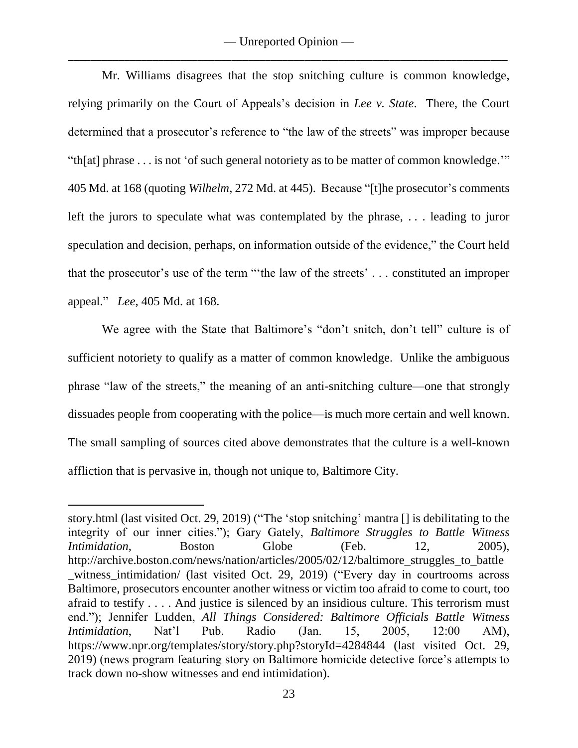Mr. Williams disagrees that the stop snitching culture is common knowledge, relying primarily on the Court of Appeals's decision in *Lee v. State*. There, the Court determined that a prosecutor's reference to "the law of the streets" was improper because "th[at] phrase . . . is not 'of such general notoriety as to be matter of common knowledge.'" 405 Md. at 168 (quoting *Wilhelm*, 272 Md. at 445). Because "[t]he prosecutor's comments left the jurors to speculate what was contemplated by the phrase, . . . leading to juror speculation and decision, perhaps, on information outside of the evidence," the Court held that the prosecutor's use of the term "'the law of the streets' . . . constituted an improper appeal." *Lee*, 405 Md. at 168.

We agree with the State that Baltimore's "don't snitch, don't tell" culture is of sufficient notoriety to qualify as a matter of common knowledge. Unlike the ambiguous phrase "law of the streets," the meaning of an anti-snitching culture—one that strongly dissuades people from cooperating with the police—is much more certain and well known. The small sampling of sources cited above demonstrates that the culture is a well-known affliction that is pervasive in, though not unique to, Baltimore City.

---

story.html (last visited Oct. 29, 2019) ("The 'stop snitching' mantra [] is debilitating to the integrity of our inner cities."); Gary Gately, *Baltimore Struggles to Battle Witness Intimidation*, Boston Globe (Feb. 12, 2005), http://archive.boston.com/news/nation/articles/2005/02/12/baltimore_struggles_to_battle_witness_intimidation/ (last visited Oct. 29, 2019) ("Every day in courtrooms across Baltimore, prosecutors encounter another witness or victim too afraid to come to court, too afraid to testify . . . . And justice is silenced by an insidious culture. This terrorism must end."); Jennifer Ludden, *All Things Considered: Baltimore Officials Battle Witness Intimidation*, Nat'l Pub. Radio (Jan. 15, 2005, 12:00 AM), https://www.npr.org/templates/story/story.php?storyId=4284844 (last visited Oct. 29, 2019) (news program featuring story on Baltimore homicide detective force's attempts to track down no-show witnesses and end intimidation).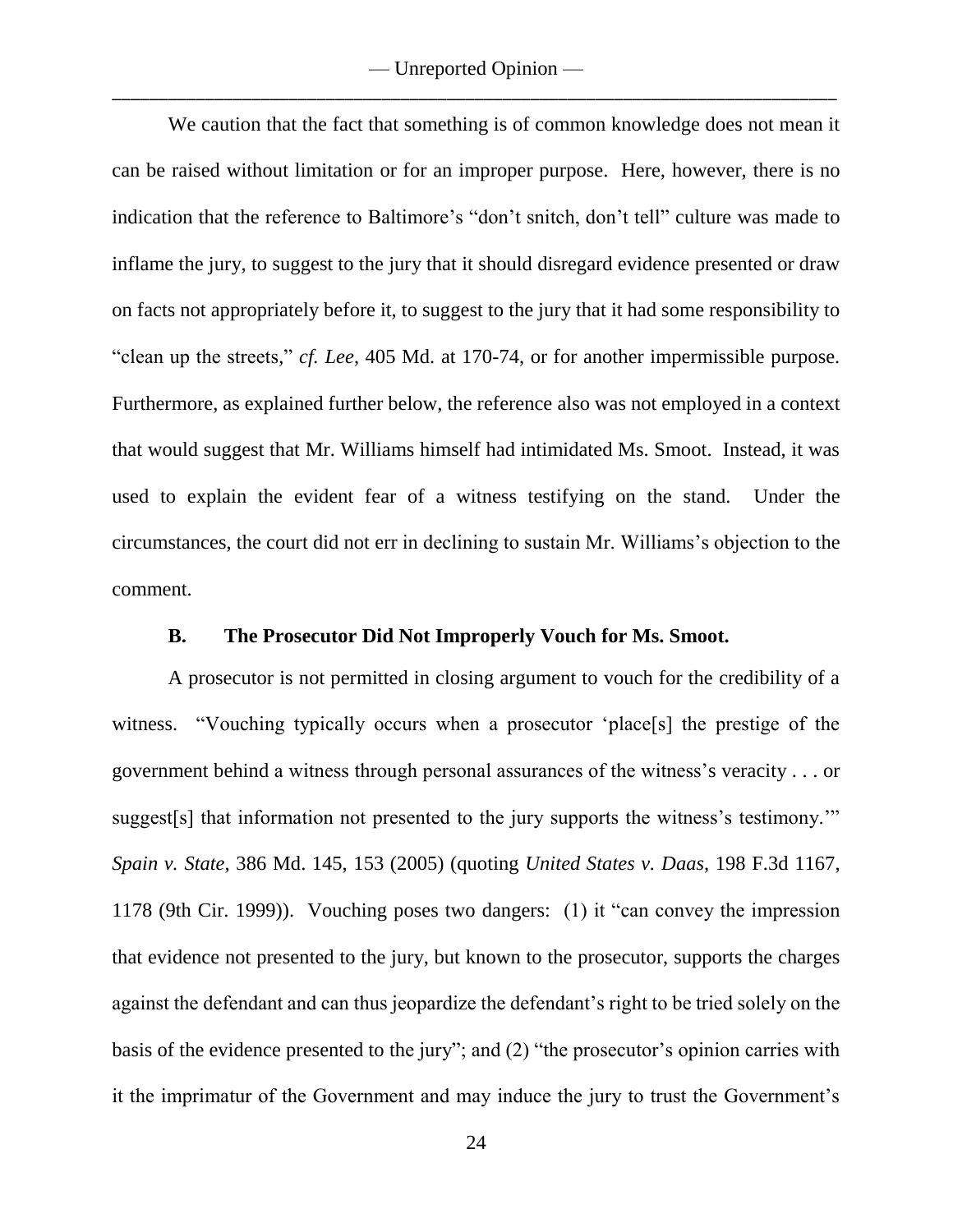We caution that the fact that something is of common knowledge does not mean it can be raised without limitation or for an improper purpose. Here, however, there is no indication that the reference to Baltimore's "don't snitch, don't tell" culture was made to inflame the jury, to suggest to the jury that it should disregard evidence presented or draw on facts not appropriately before it, to suggest to the jury that it had some responsibility to "clean up the streets," *cf. Lee*, 405 Md. at 170-74, or for another impermissible purpose. Furthermore, as explained further below, the reference also was not employed in a context that would suggest that Mr. Williams himself had intimidated Ms. Smoot. Instead, it was used to explain the evident fear of a witness testifying on the stand. Under the circumstances, the court did not err in declining to sustain Mr. Williams's objection to the comment.

### B. The Prosecutor Did Not Improperly Vouch for Ms. Smoot.

A prosecutor is not permitted in closing argument to vouch for the credibility of a witness. "Vouching typically occurs when a prosecutor 'place[s] the prestige of the government behind a witness through personal assurances of the witness's veracity . . . or suggest[s] that information not presented to the jury supports the witness's testimony.'" *Spain v. State*, 386 Md. 145, 153 (2005) (quoting *United States v. Daas*, 198 F.3d 1167, 1178 (9th Cir. 1999)). Vouching poses two dangers: (1) it "can convey the impression that evidence not presented to the jury, but known to the prosecutor, supports the charges against the defendant and can thus jeopardize the defendant's right to be tried solely on the basis of the evidence presented to the jury"; and (2) "the prosecutor's opinion carries with it the imprimatur of the Government and may induce the jury to trust the Government's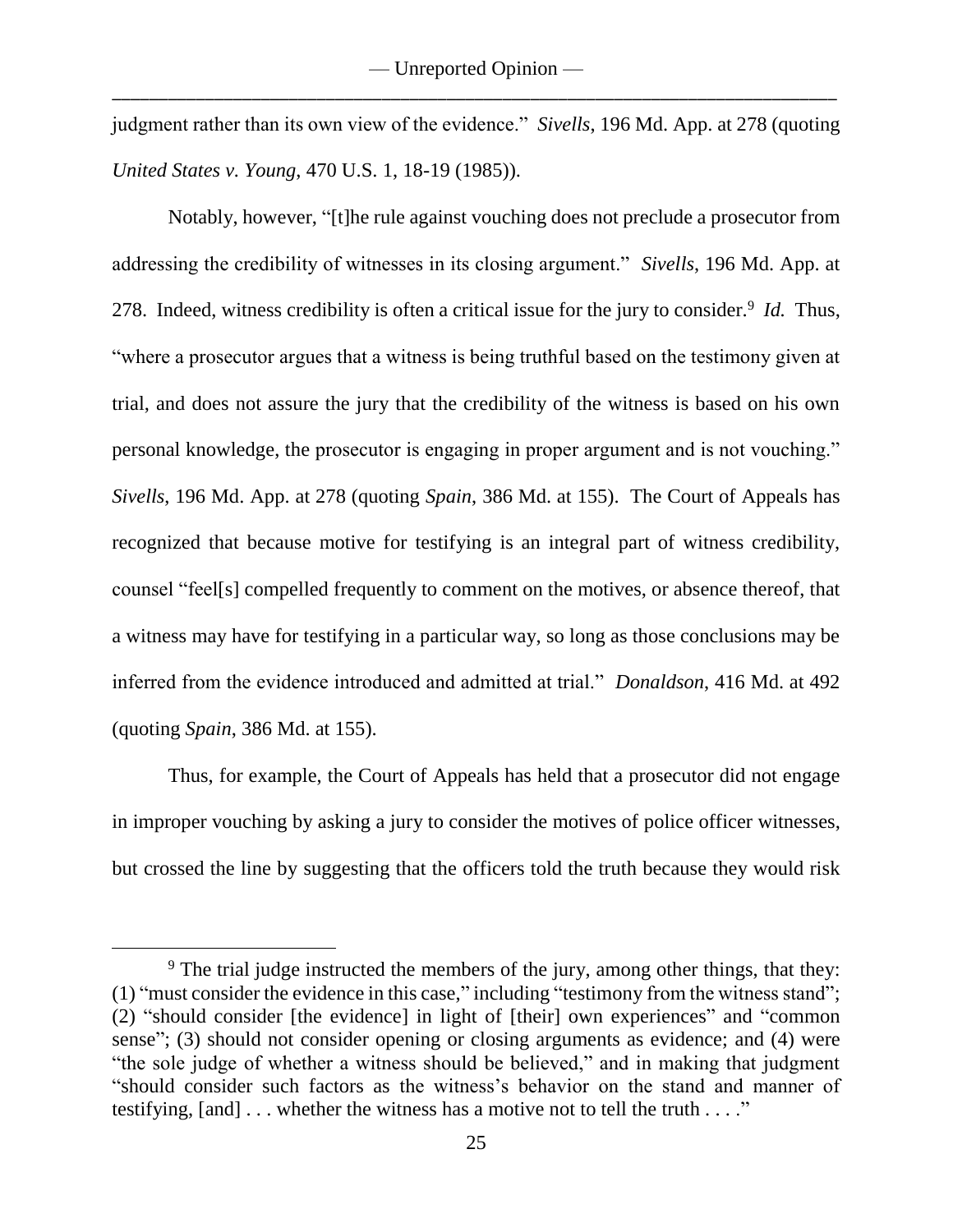judgment rather than its own view of the evidence." *Sivells*, 196 Md. App. at 278 (quoting *United States v. Young*, 470 U.S. 1, 18-19 (1985)).

Notably, however, "[t]he rule against vouching does not preclude a prosecutor from addressing the credibility of witnesses in its closing argument." *Sivells*, 196 Md. App. at 278. Indeed, witness credibility is often a critical issue for the jury to consider.[9] *Id.* Thus, "where a prosecutor argues that a witness is being truthful based on the testimony given at trial, and does not assure the jury that the credibility of the witness is based on his own personal knowledge, the prosecutor is engaging in proper argument and is not vouching." *Sivells*, 196 Md. App. at 278 (quoting *Spain*, 386 Md. at 155). The Court of Appeals has recognized that because motive for testifying is an integral part of witness credibility, counsel "feel[s] compelled frequently to comment on the motives, or absence thereof, that a witness may have for testifying in a particular way, so long as those conclusions may be inferred from the evidence introduced and admitted at trial." *Donaldson*, 416 Md. at 492 (quoting *Spain*, 386 Md. at 155).

Thus, for example, the Court of Appeals has held that a prosecutor did not engage in improper vouching by asking a jury to consider the motives of police officer witnesses, but crossed the line by suggesting that the officers told the truth because they would risk

[9] The trial judge instructed the members of the jury, among other things, that they: (1) "must consider the evidence in this case," including "testimony from the witness stand"; (2) "should consider [the evidence] in light of [their] own experiences" and "common sense"; (3) should not consider opening or closing arguments as evidence; and (4) were "the sole judge of whether a witness should be believed," and in making that judgment "should consider such factors as the witness's behavior on the stand and manner of testifying, [and] . . . whether the witness has a motive not to tell the truth . . . ."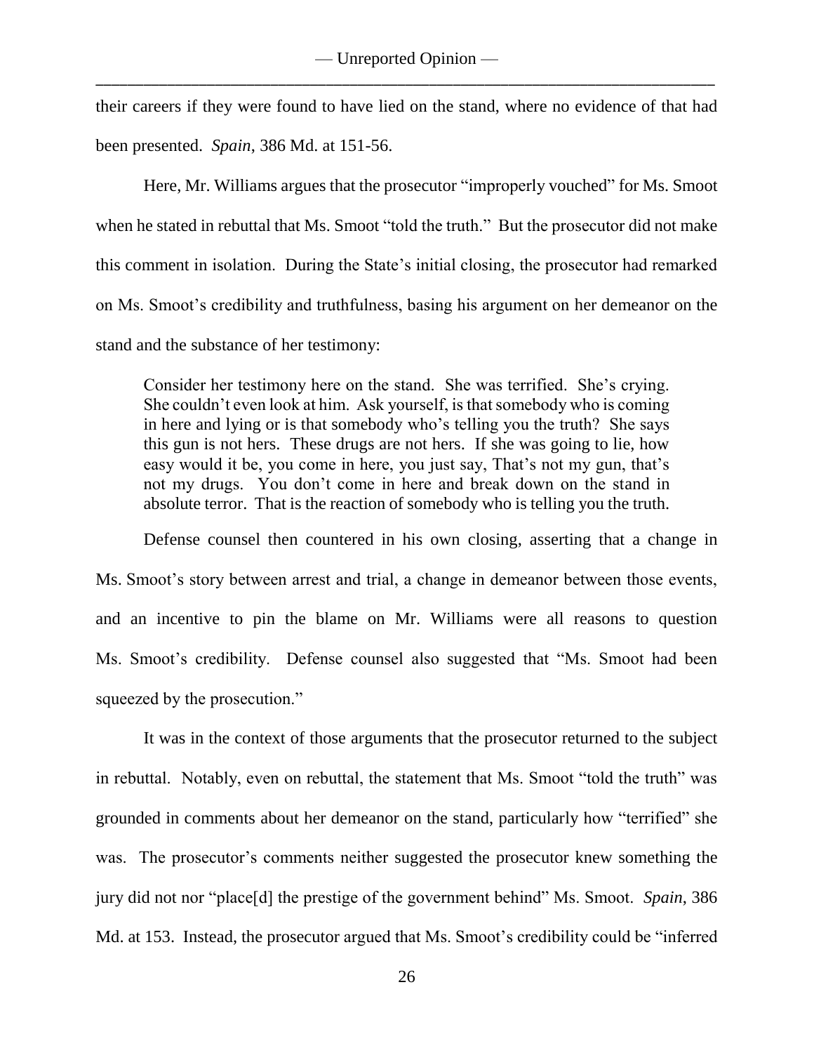their careers if they were found to have lied on the stand, where no evidence of that had been presented. *Spain*, 386 Md. at 151-56.

Here, Mr. Williams argues that the prosecutor "improperly vouched" for Ms. Smoot when he stated in rebuttal that Ms. Smoot "told the truth." But the prosecutor did not make this comment in isolation. During the State's initial closing, the prosecutor had remarked on Ms. Smoot's credibility and truthfulness, basing his argument on her demeanor on the stand and the substance of her testimony:

> Consider her testimony here on the stand. She was terrified. She's crying. She couldn't even look at him. Ask yourself, is that somebody who is coming in here and lying or is that somebody who's telling you the truth? She says this gun is not hers. These drugs are not hers. If she was going to lie, how easy would it be, you come in here, you just say, That's not my gun, that's not my drugs. You don't come in here and break down on the stand in absolute terror. That is the reaction of somebody who is telling you the truth.

Defense counsel then countered in his own closing, asserting that a change in Ms. Smoot's story between arrest and trial, a change in demeanor between those events, and an incentive to pin the blame on Mr. Williams were all reasons to question Ms. Smoot's credibility. Defense counsel also suggested that "Ms. Smoot had been squeezed by the prosecution."

It was in the context of those arguments that the prosecutor returned to the subject in rebuttal. Notably, even on rebuttal, the statement that Ms. Smoot "told the truth" was grounded in comments about her demeanor on the stand, particularly how "terrified" she was. The prosecutor's comments neither suggested the prosecutor knew something the jury did not nor "place[d] the prestige of the government behind" Ms. Smoot. *Spain*, 386 Md. at 153. Instead, the prosecutor argued that Ms. Smoot's credibility could be "inferred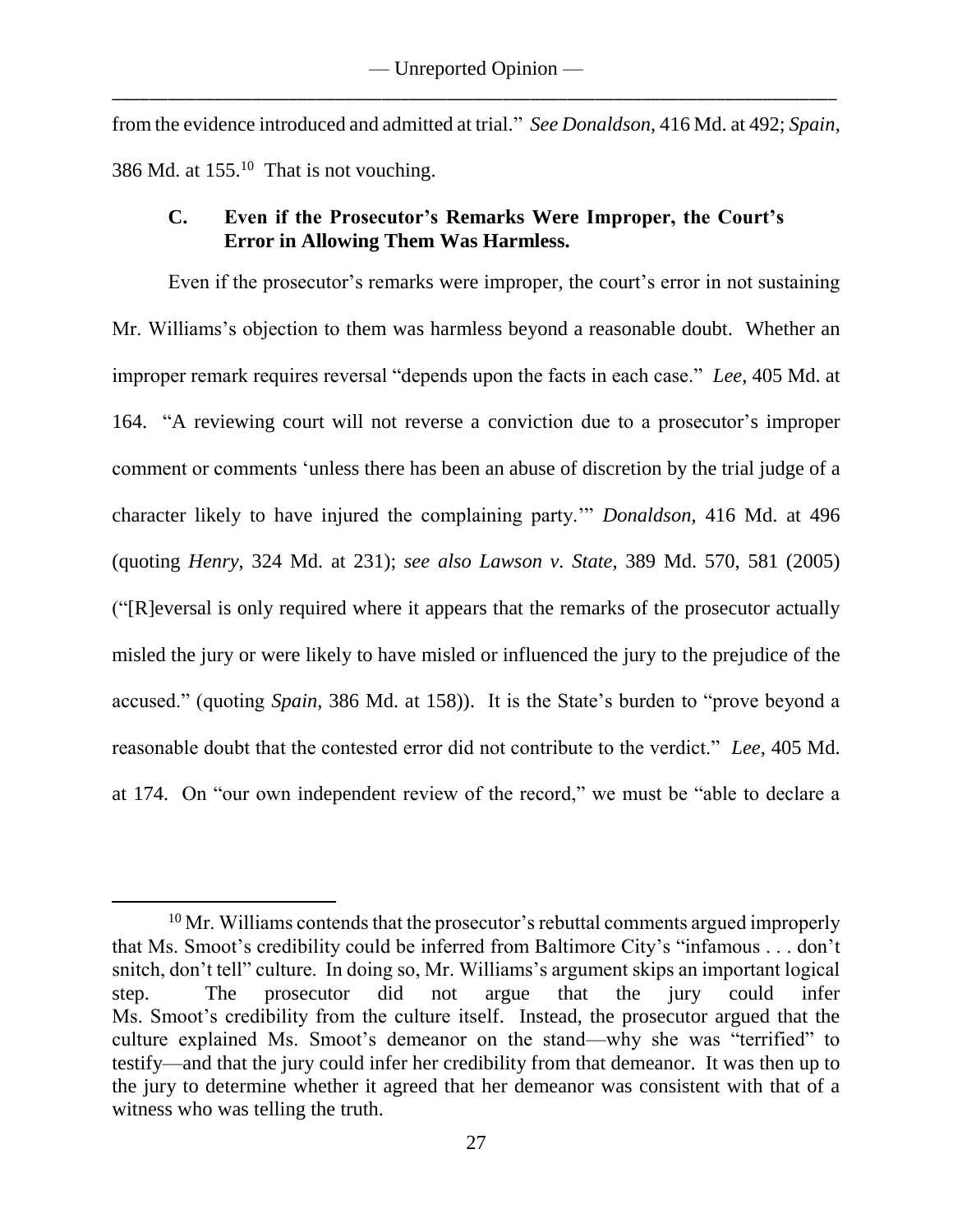from the evidence introduced and admitted at trial." *See Donaldson*, 416 Md. at 492; *Spain*, 386 Md. at 155.[10] That is not vouching.

### C. Even if the Prosecutor's Remarks Were Improper, the Court's Error in Allowing Them Was Harmless.

Even if the prosecutor's remarks were improper, the court's error in not sustaining Mr. Williams's objection to them was harmless beyond a reasonable doubt. Whether an improper remark requires reversal "depends upon the facts in each case." *Lee*, 405 Md. at 164. "A reviewing court will not reverse a conviction due to a prosecutor's improper comment or comments 'unless there has been an abuse of discretion by the trial judge of a character likely to have injured the complaining party.'" *Donaldson*, 416 Md. at 496 (quoting *Henry*, 324 Md. at 231); *see also Lawson v. State*, 389 Md. 570, 581 (2005) ("[R]eversal is only required where it appears that the remarks of the prosecutor actually misled the jury or were likely to have misled or influenced the jury to the prejudice of the accused." (quoting *Spain*, 386 Md. at 158)). It is the State's burden to "prove beyond a reasonable doubt that the contested error did not contribute to the verdict." *Lee*, 405 Md. at 174. On "our own independent review of the record," we must be "able to declare a

---

[10] Mr. Williams contends that the prosecutor's rebuttal comments argued improperly that Ms. Smoot's credibility could be inferred from Baltimore City's "infamous . . . don't snitch, don't tell" culture. In doing so, Mr. Williams's argument skips an important logical step. The prosecutor did not argue that the jury could infer Ms. Smoot's credibility from the culture itself. Instead, the prosecutor argued that the culture explained Ms. Smoot's demeanor on the stand—why she was "terrified" to testify—and that the jury could infer her credibility from that demeanor. It was then up to the jury to determine whether it agreed that her demeanor was consistent with that of a witness who was telling the truth.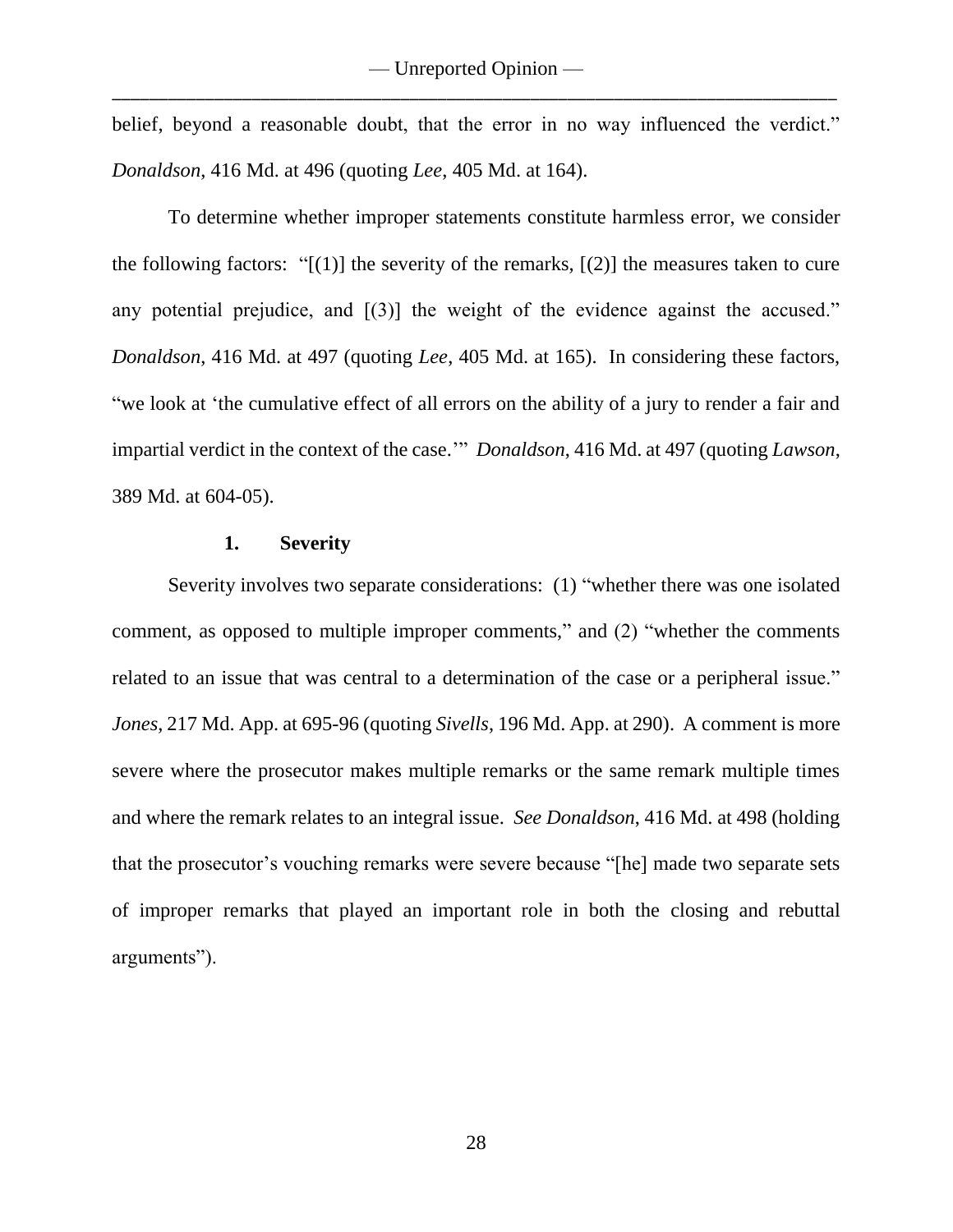belief, beyond a reasonable doubt, that the error in no way influenced the verdict." *Donaldson*, 416 Md. at 496 (quoting *Lee*, 405 Md. at 164).

To determine whether improper statements constitute harmless error, we consider the following factors: "[(1)] the severity of the remarks, [(2)] the measures taken to cure any potential prejudice, and [(3)] the weight of the evidence against the accused." *Donaldson*, 416 Md. at 497 (quoting *Lee*, 405 Md. at 165). In considering these factors, "we look at 'the cumulative effect of all errors on the ability of a jury to render a fair and impartial verdict in the context of the case.'" *Donaldson*, 416 Md. at 497 (quoting *Lawson*, 389 Md. at 604-05).

#### 1. Severity

Severity involves two separate considerations: (1) "whether there was one isolated comment, as opposed to multiple improper comments," and (2) "whether the comments related to an issue that was central to a determination of the case or a peripheral issue." *Jones*, 217 Md. App. at 695-96 (quoting *Sivells*, 196 Md. App. at 290). A comment is more severe where the prosecutor makes multiple remarks or the same remark multiple times and where the remark relates to an integral issue. *See Donaldson*, 416 Md. at 498 (holding that the prosecutor's vouching remarks were severe because "[he] made two separate sets of improper remarks that played an important role in both the closing and rebuttal arguments").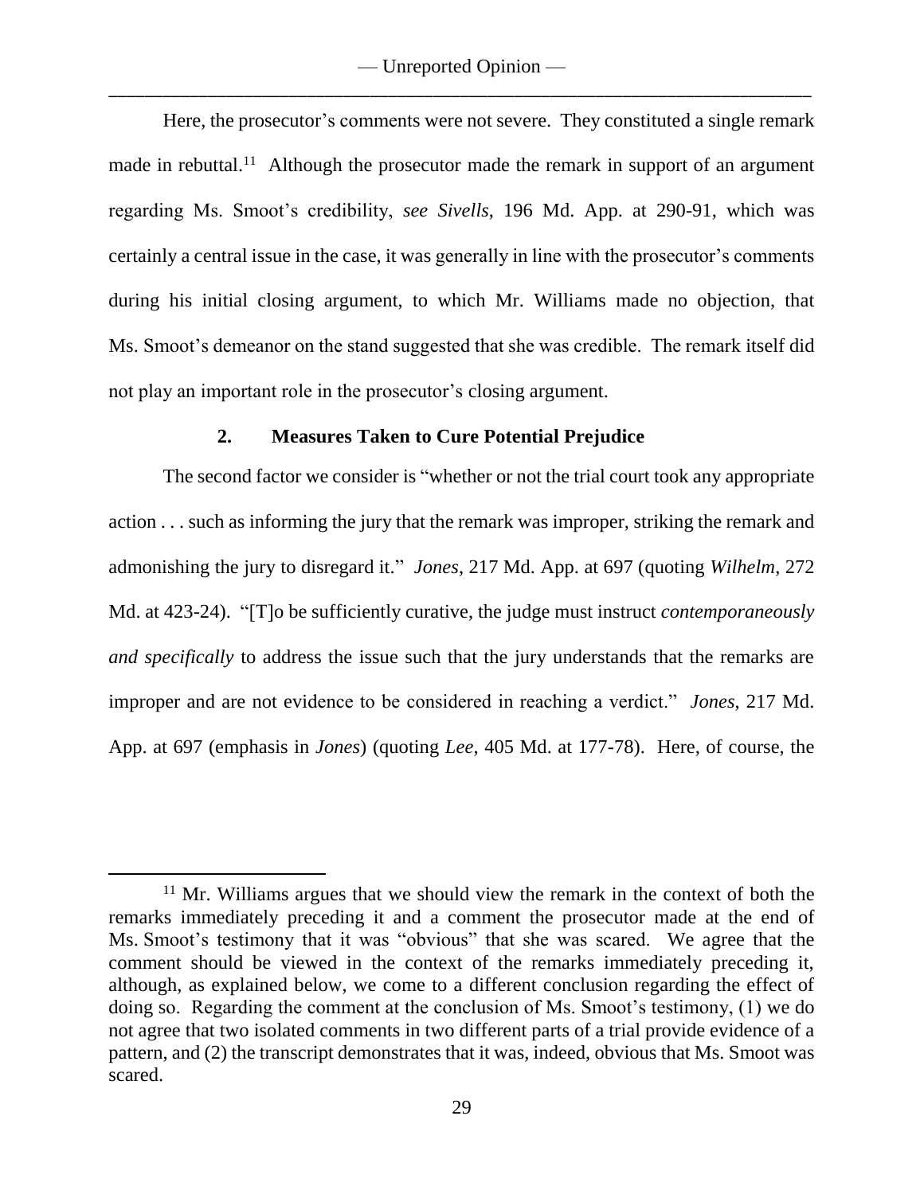Here, the prosecutor's comments were not severe. They constituted a single remark made in rebuttal.[11] Although the prosecutor made the remark in support of an argument regarding Ms. Smoot's credibility, *see Sivells*, 196 Md. App. at 290-91, which was certainly a central issue in the case, it was generally in line with the prosecutor's comments during his initial closing argument, to which Mr. Williams made no objection, that Ms. Smoot's demeanor on the stand suggested that she was credible. The remark itself did not play an important role in the prosecutor's closing argument.

### 2. Measures Taken to Cure Potential Prejudice

The second factor we consider is "whether or not the trial court took any appropriate action . . . such as informing the jury that the remark was improper, striking the remark and admonishing the jury to disregard it." *Jones*, 217 Md. App. at 697 (quoting *Wilhelm*, 272 Md. at 423-24). "[T]o be sufficiently curative, the judge must instruct *contemporaneously and specifically* to address the issue such that the jury understands that the remarks are improper and are not evidence to be considered in reaching a verdict." *Jones*, 217 Md. App. at 697 (emphasis in *Jones*) (quoting *Lee*, 405 Md. at 177-78). Here, of course, the

---

[11] Mr. Williams argues that we should view the remark in the context of both the remarks immediately preceding it and a comment the prosecutor made at the end of Ms. Smoot's testimony that it was "obvious" that she was scared. We agree that the comment should be viewed in the context of the remarks immediately preceding it, although, as explained below, we come to a different conclusion regarding the effect of doing so. Regarding the comment at the conclusion of Ms. Smoot's testimony, (1) we do not agree that two isolated comments in two different parts of a trial provide evidence of a pattern, and (2) the transcript demonstrates that it was, indeed, obvious that Ms. Smoot was scared.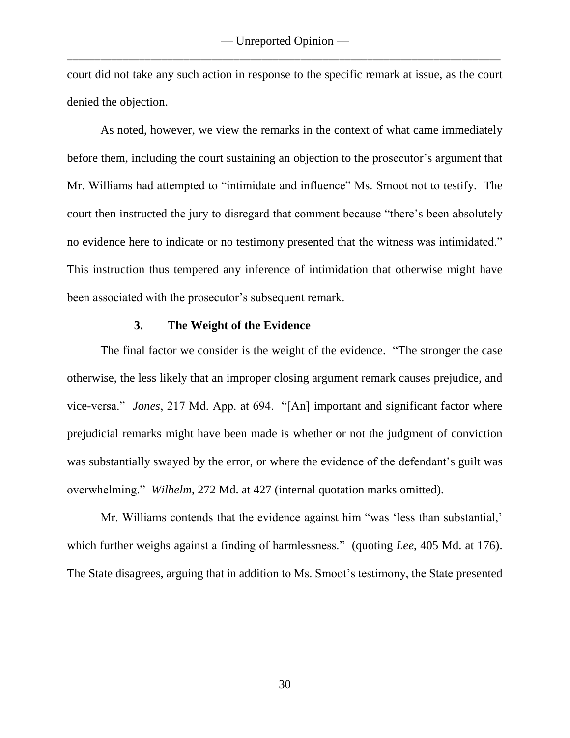court did not take any such action in response to the specific remark at issue, as the court denied the objection.

As noted, however, we view the remarks in the context of what came immediately before them, including the court sustaining an objection to the prosecutor's argument that Mr. Williams had attempted to "intimidate and influence" Ms. Smoot not to testify. The court then instructed the jury to disregard that comment because "there's been absolutely no evidence here to indicate or no testimony presented that the witness was intimidated." This instruction thus tempered any inference of intimidation that otherwise might have been associated with the prosecutor's subsequent remark.

### 3. The Weight of the Evidence

The final factor we consider is the weight of the evidence. "The stronger the case otherwise, the less likely that an improper closing argument remark causes prejudice, and vice-versa." *Jones*, 217 Md. App. at 694. "[An] important and significant factor where prejudicial remarks might have been made is whether or not the judgment of conviction was substantially swayed by the error, or where the evidence of the defendant's guilt was overwhelming." *Wilhelm*, 272 Md. at 427 (internal quotation marks omitted).

Mr. Williams contends that the evidence against him "was 'less than substantial,' which further weighs against a finding of harmlessness." (quoting *Lee*, 405 Md. at 176). The State disagrees, arguing that in addition to Ms. Smoot's testimony, the State presented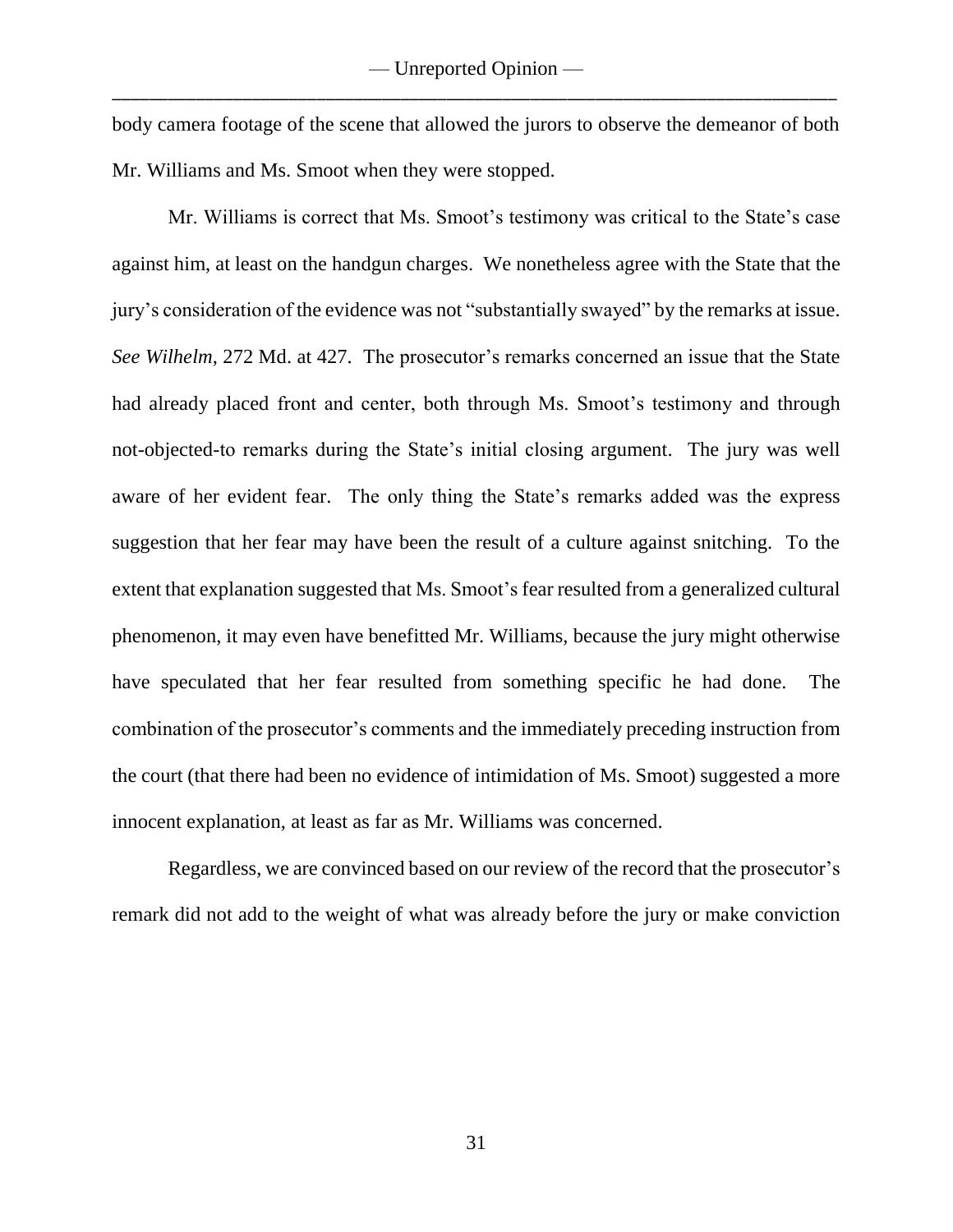body camera footage of the scene that allowed the jurors to observe the demeanor of both Mr. Williams and Ms. Smoot when they were stopped.

Mr. Williams is correct that Ms. Smoot's testimony was critical to the State's case against him, at least on the handgun charges. We nonetheless agree with the State that the jury's consideration of the evidence was not "substantially swayed" by the remarks at issue. *See Wilhelm*, 272 Md. at 427. The prosecutor's remarks concerned an issue that the State had already placed front and center, both through Ms. Smoot's testimony and through not-objected-to remarks during the State's initial closing argument. The jury was well aware of her evident fear. The only thing the State's remarks added was the express suggestion that her fear may have been the result of a culture against snitching. To the extent that explanation suggested that Ms. Smoot's fear resulted from a generalized cultural phenomenon, it may even have benefitted Mr. Williams, because the jury might otherwise have speculated that her fear resulted from something specific he had done. The combination of the prosecutor's comments and the immediately preceding instruction from the court (that there had been no evidence of intimidation of Ms. Smoot) suggested a more innocent explanation, at least as far as Mr. Williams was concerned.

Regardless, we are convinced based on our review of the record that the prosecutor's remark did not add to the weight of what was already before the jury or make conviction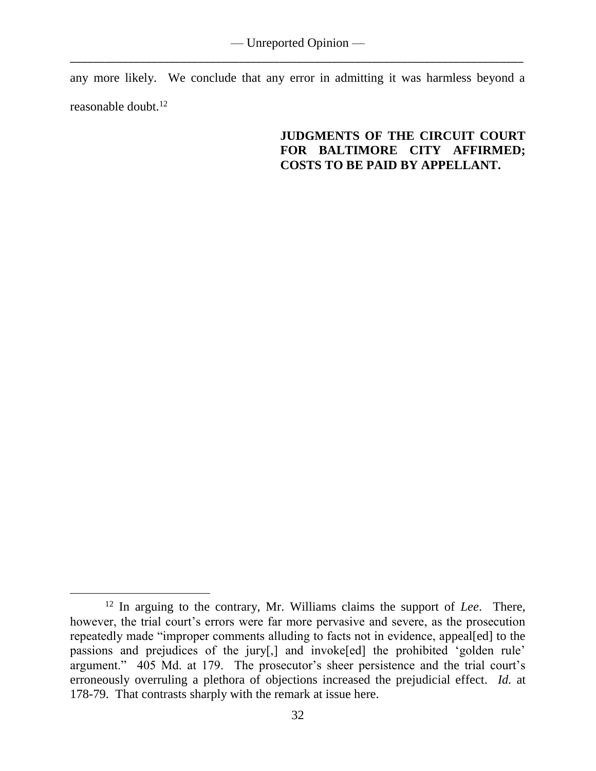any more likely. We conclude that any error in admitting it was harmless beyond a reasonable doubt.[12]

**JUDGMENTS OF THE CIRCUIT COURT FOR BALTIMORE CITY AFFIRMED; COSTS TO BE PAID BY APPELLANT.**

---

[12] In arguing to the contrary, Mr. Williams claims the support of *Lee*. There, however, the trial court's errors were far more pervasive and severe, as the prosecution repeatedly made "improper comments alluding to facts not in evidence, appeal[ed] to the passions and prejudices of the jury[,] and invoke[ed] the prohibited 'golden rule' argument." 405 Md. at 179. The prosecutor's sheer persistence and the trial court's erroneously overruling a plethora of objections increased the prejudicial effect. *Id.* at 178-79. That contrasts sharply with the remark at issue here.